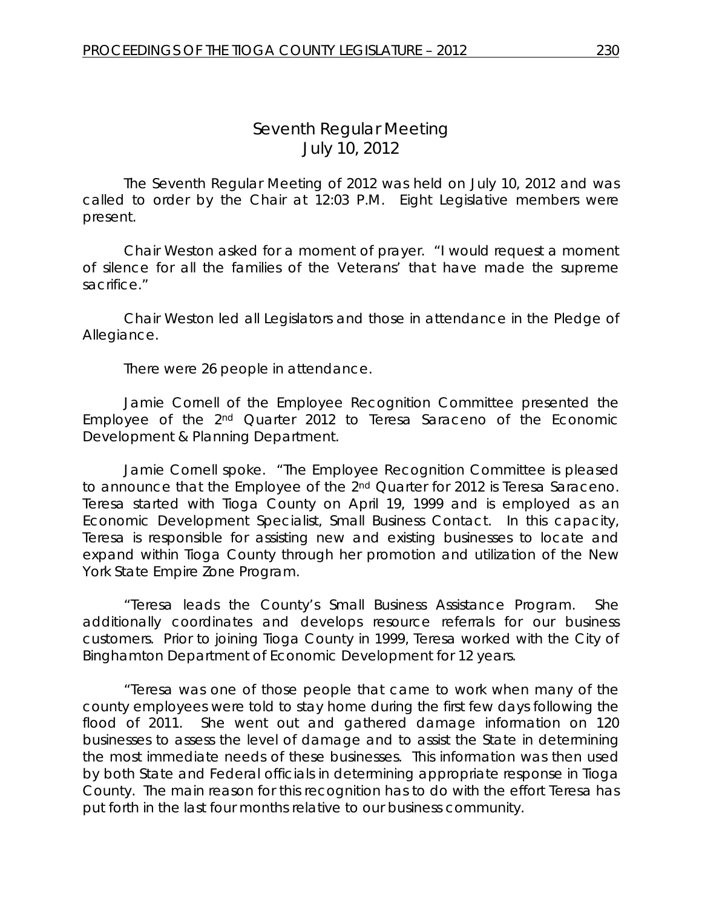# Seventh Regular Meeting
## July 10, 2012

The Seventh Regular Meeting of 2012 was held on July 10, 2012 and was called to order by the Chair at 12:03 P.M. Eight Legislative members were present.

Chair Weston asked for a moment of prayer. "I would request a moment of silence for all the families of the Veterans' that have made the supreme sacrifice."

Chair Weston led all Legislators and those in attendance in the Pledge of Allegiance.

There were 26 people in attendance.

Jamie Cornell of the Employee Recognition Committee presented the Employee of the 2nd Quarter 2012 to Teresa Saraceno of the Economic Development & Planning Department.

Jamie Cornell spoke. "The Employee Recognition Committee is pleased to announce that the Employee of the 2nd Quarter for 2012 is Teresa Saraceno. Teresa started with Tioga County on April 19, 1999 and is employed as an Economic Development Specialist, Small Business Contact. In this capacity, Teresa is responsible for assisting new and existing businesses to locate and expand within Tioga County through her promotion and utilization of the New York State Empire Zone Program.

"Teresa leads the County's Small Business Assistance Program. She additionally coordinates and develops resource referrals for our business customers. Prior to joining Tioga County in 1999, Teresa worked with the City of Binghamton Department of Economic Development for 12 years.

"Teresa was one of those people that came to work when many of the county employees were told to stay home during the first few days following the flood of 2011. She went out and gathered damage information on 120 businesses to assess the level of damage and to assist the State in determining the most immediate needs of these businesses. This information was then used by both State and Federal officials in determining appropriate response in Tioga County. The main reason for this recognition has to do with the effort Teresa has put forth in the last four months relative to our business community.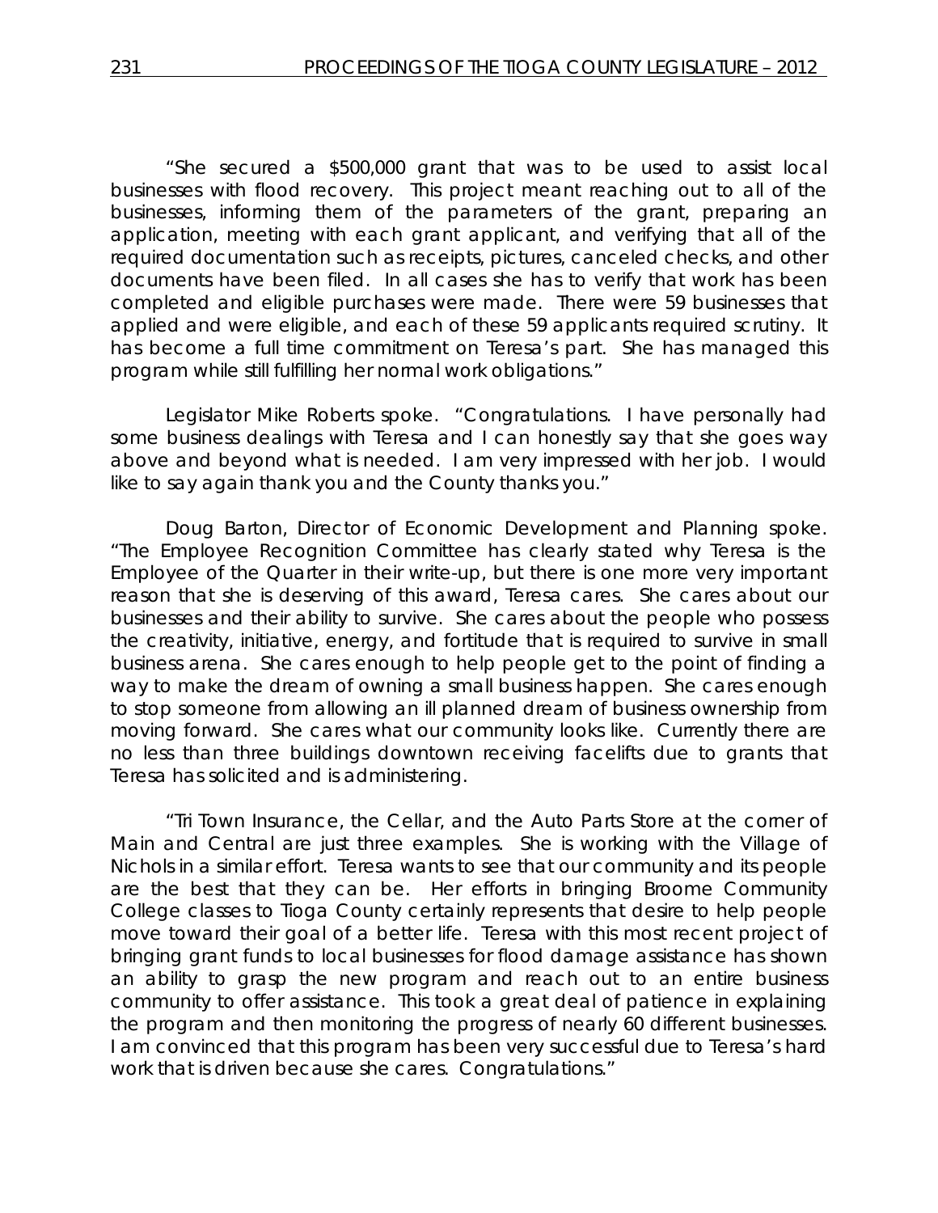"She secured a $500,000 grant that was to be used to assist local businesses with flood recovery. This project meant reaching out to all of the businesses, informing them of the parameters of the grant, preparing an application, meeting with each grant applicant, and verifying that all of the required documentation such as receipts, pictures, canceled checks, and other documents have been filed. In all cases she has to verify that work has been completed and eligible purchases were made. There were 59 businesses that applied and were eligible, and each of these 59 applicants required scrutiny. It has become a full time commitment on Teresa's part. She has managed this program while still fulfilling her normal work obligations."

Legislator Mike Roberts spoke. "Congratulations. I have personally had some business dealings with Teresa and I can honestly say that she goes way above and beyond what is needed. I am very impressed with her job. I would like to say again thank you and the County thanks you."

Doug Barton, Director of Economic Development and Planning spoke. "The Employee Recognition Committee has clearly stated why Teresa is the Employee of the Quarter in their write-up, but there is one more very important reason that she is deserving of this award, Teresa cares. She cares about our businesses and their ability to survive. She cares about the people who possess the creativity, initiative, energy, and fortitude that is required to survive in small business arena. She cares enough to help people get to the point of finding a way to make the dream of owning a small business happen. She cares enough to stop someone from allowing an ill planned dream of business ownership from moving forward. She cares what our community looks like. Currently there are no less than three buildings downtown receiving facelifts due to grants that Teresa has solicited and is administering.

"Tri Town Insurance, the Cellar, and the Auto Parts Store at the corner of Main and Central are just three examples. She is working with the Village of Nichols in a similar effort. Teresa wants to see that our community and its people are the best that they can be. Her efforts in bringing Broome Community College classes to Tioga County certainly represents that desire to help people move toward their goal of a better life. Teresa with this most recent project of bringing grant funds to local businesses for flood damage assistance has shown an ability to grasp the new program and reach out to an entire business community to offer assistance. This took a great deal of patience in explaining the program and then monitoring the progress of nearly 60 different businesses. I am convinced that this program has been very successful due to Teresa's hard work that is driven because she cares. Congratulations."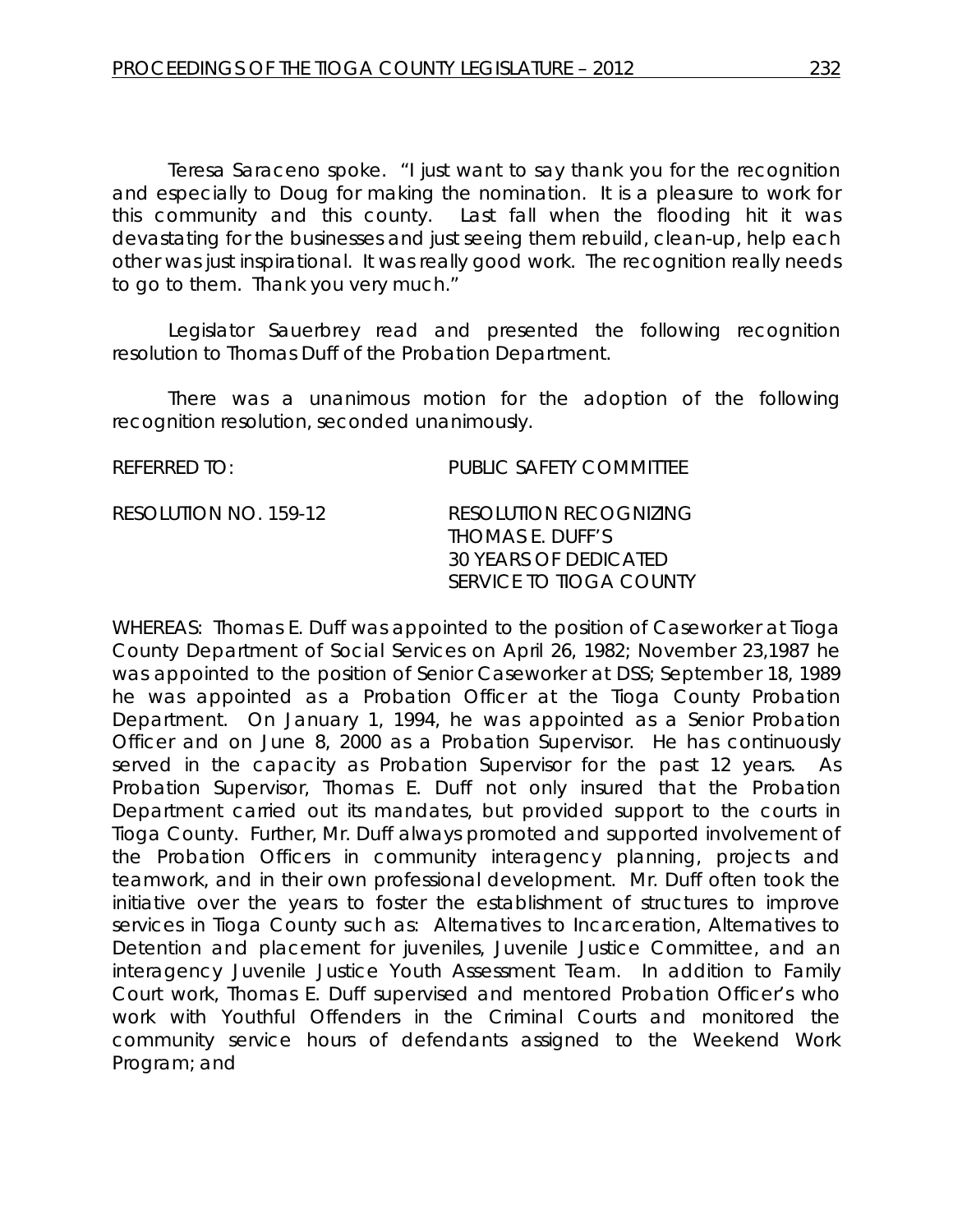Teresa Saraceno spoke. "I just want to say thank you for the recognition and especially to Doug for making the nomination. It is a pleasure to work for this community and this county. Last fall when the flooding hit it was devastating for the businesses and just seeing them rebuild, clean-up, help each other was just inspirational. It was really good work. The recognition really needs to go to them. Thank you very much."

Legislator Sauerbrey read and presented the following recognition resolution to Thomas Duff of the Probation Department.

There was a unanimous motion for the adoption of the following recognition resolution, seconded unanimously.

REFERRED TO: PUBLIC SAFETY COMMITTEE

RESOLUTION NO. 159-12 RESOLUTION RECOGNIZING THOMAS E. DUFF'S 30 YEARS OF DEDICATED SERVICE TO TIOGA COUNTY

WHEREAS: Thomas E. Duff was appointed to the position of Caseworker at Tioga County Department of Social Services on April 26, 1982; November 23,1987 he was appointed to the position of Senior Caseworker at DSS; September 18, 1989 he was appointed as a Probation Officer at the Tioga County Probation Department. On January 1, 1994, he was appointed as a Senior Probation Officer and on June 8, 2000 as a Probation Supervisor. He has continuously served in the capacity as Probation Supervisor for the past 12 years. As Probation Supervisor, Thomas E. Duff not only insured that the Probation Department carried out its mandates, but provided support to the courts in Tioga County. Further, Mr. Duff always promoted and supported involvement of the Probation Officers in community interagency planning, projects and teamwork, and in their own professional development. Mr. Duff often took the initiative over the years to foster the establishment of structures to improve services in Tioga County such as: Alternatives to Incarceration, Alternatives to Detention and placement for juveniles, Juvenile Justice Committee, and an interagency Juvenile Justice Youth Assessment Team. In addition to Family Court work, Thomas E. Duff supervised and mentored Probation Officer's who work with Youthful Offenders in the Criminal Courts and monitored the community service hours of defendants assigned to the Weekend Work Program; and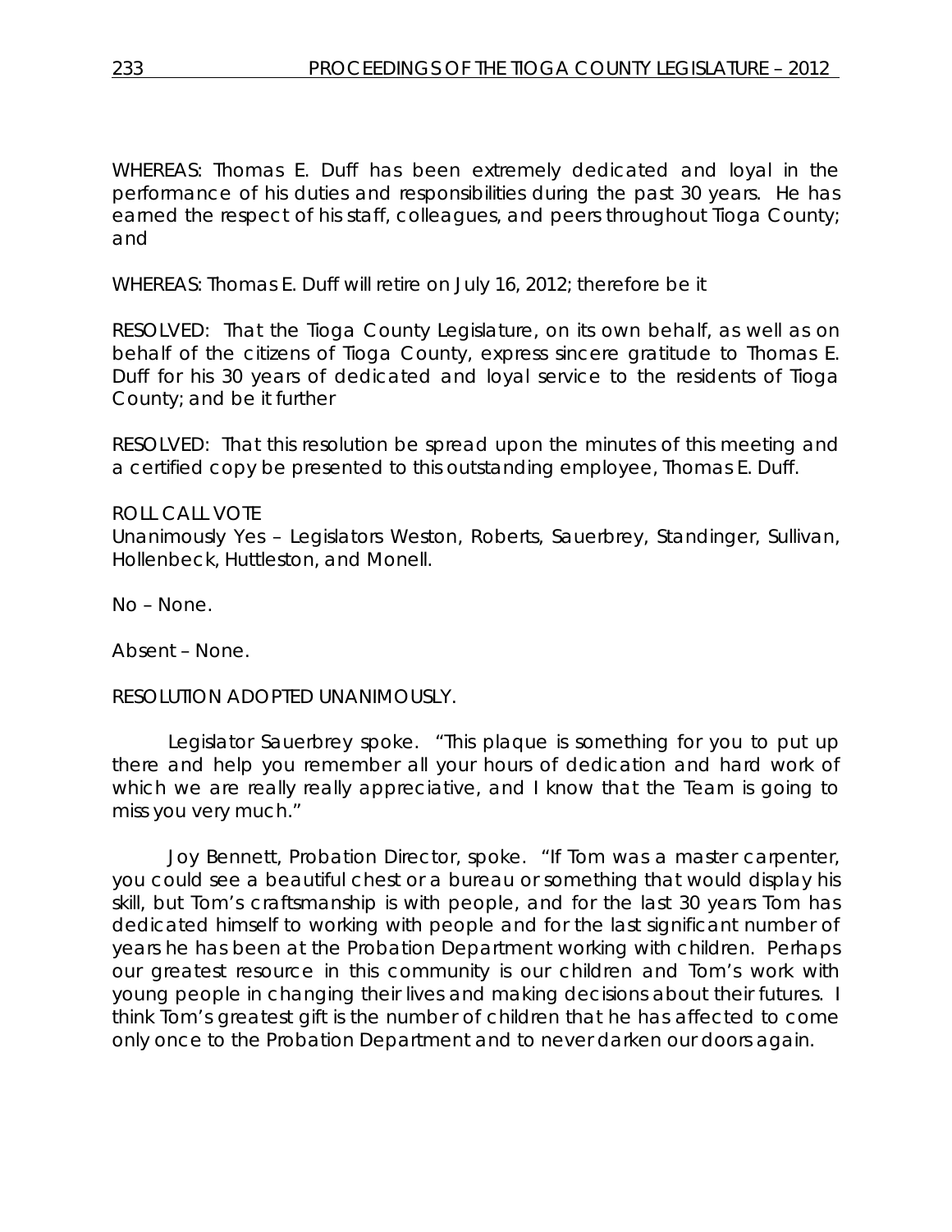WHEREAS: Thomas E. Duff has been extremely dedicated and loyal in the performance of his duties and responsibilities during the past 30 years. He has earned the respect of his staff, colleagues, and peers throughout Tioga County; and

WHEREAS: Thomas E. Duff will retire on July 16, 2012; therefore be it

RESOLVED: That the Tioga County Legislature, on its own behalf, as well as on behalf of the citizens of Tioga County, express sincere gratitude to Thomas E. Duff for his 30 years of dedicated and loyal service to the residents of Tioga County; and be it further

RESOLVED: That this resolution be spread upon the minutes of this meeting and a certified copy be presented to this outstanding employee, Thomas E. Duff.

ROLL CALL VOTE
Unanimously Yes – Legislators Weston, Roberts, Sauerbrey, Standinger, Sullivan, Hollenbeck, Huttleston, and Monell.

No – None.

Absent – None.

RESOLUTION ADOPTED UNANIMOUSLY.

Legislator Sauerbrey spoke. "This plaque is something for you to put up there and help you remember all your hours of dedication and hard work of which we are really really appreciative, and I know that the Team is going to miss you very much."

Joy Bennett, Probation Director, spoke. "If Tom was a master carpenter, you could see a beautiful chest or a bureau or something that would display his skill, but Tom's craftsmanship is with people, and for the last 30 years Tom has dedicated himself to working with people and for the last significant number of years he has been at the Probation Department working with children. Perhaps our greatest resource in this community is our children and Tom's work with young people in changing their lives and making decisions about their futures. I think Tom's greatest gift is the number of children that he has affected to come only once to the Probation Department and to never darken our doors again.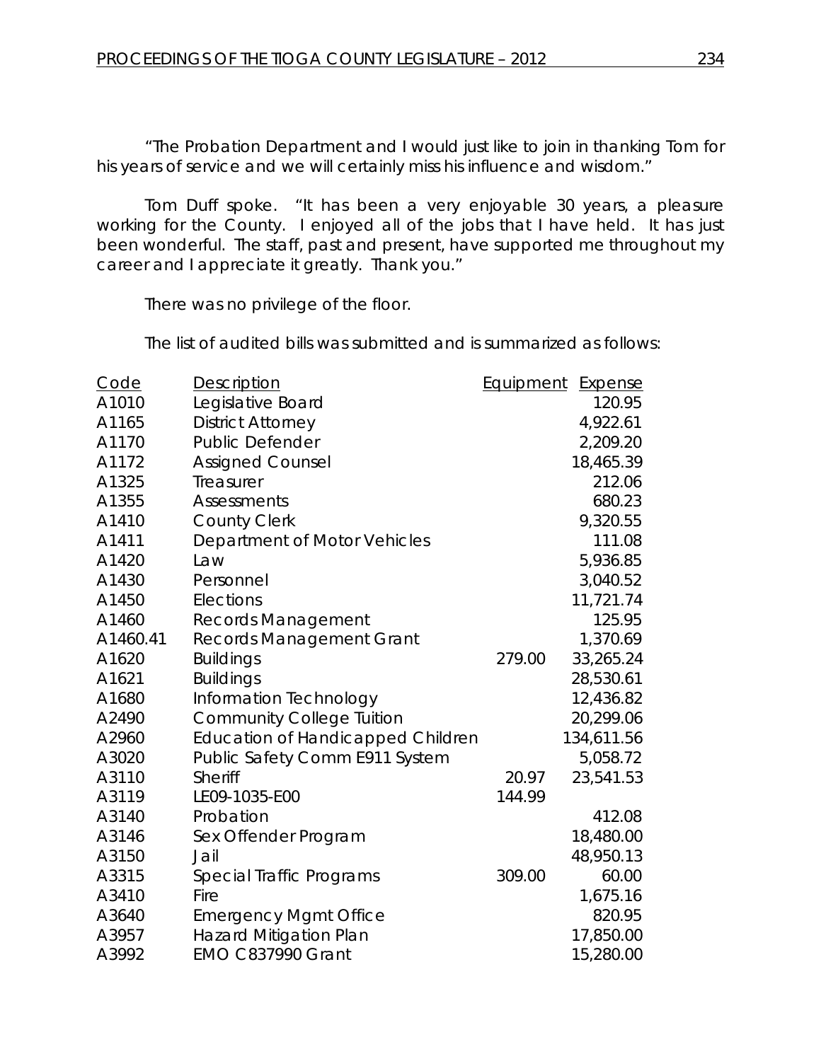"The Probation Department and I would just like to join in thanking Tom for his years of service and we will certainly miss his influence and wisdom."

Tom Duff spoke. "It has been a very enjoyable 30 years, a pleasure working for the County. I enjoyed all of the jobs that I have held. It has just been wonderful. The staff, past and present, have supported me throughout my career and I appreciate it greatly. Thank you."

There was no privilege of the floor.

The list of audited bills was submitted and is summarized as follows:

| Code | Description | Equipment | Expense |
|---|---|---|---|
| A1010 | Legislative Board | | 120.95 |
| A1165 | District Attorney | | 4,922.61 |
| A1170 | Public Defender | | 2,209.20 |
| A1172 | Assigned Counsel | | 18,465.39 |
| A1325 | Treasurer | | 212.06 |
| A1355 | Assessments | | 680.23 |
| A1410 | County Clerk | | 9,320.55 |
| A1411 | Department of Motor Vehicles | | 111.08 |
| A1420 | Law | | 5,936.85 |
| A1430 | Personnel | | 3,040.52 |
| A1450 | Elections | | 11,721.74 |
| A1460 | Records Management | | 125.95 |
| A1460.41 | Records Management Grant | | 1,370.69 |
| A1620 | Buildings | 279.00 | 33,265.24 |
| A1621 | Buildings | | 28,530.61 |
| A1680 | Information Technology | | 12,436.82 |
| A2490 | Community College Tuition | | 20,299.06 |
| A2960 | Education of Handicapped Children | | 134,611.56 |
| A3020 | Public Safety Comm E911 System | | 5,058.72 |
| A3110 | Sheriff | 20.97 | 23,541.53 |
| A3119 | LE09-1035-E00 | 144.99 | |
| A3140 | Probation | | 412.08 |
| A3146 | Sex Offender Program | | 18,480.00 |
| A3150 | Jail | | 48,950.13 |
| A3315 | Special Traffic Programs | 309.00 | 60.00 |
| A3410 | Fire | | 1,675.16 |
| A3640 | Emergency Mgmt Office | | 820.95 |
| A3957 | Hazard Mitigation Plan | | 17,850.00 |
| A3992 | EMO C837990 Grant | | 15,280.00 |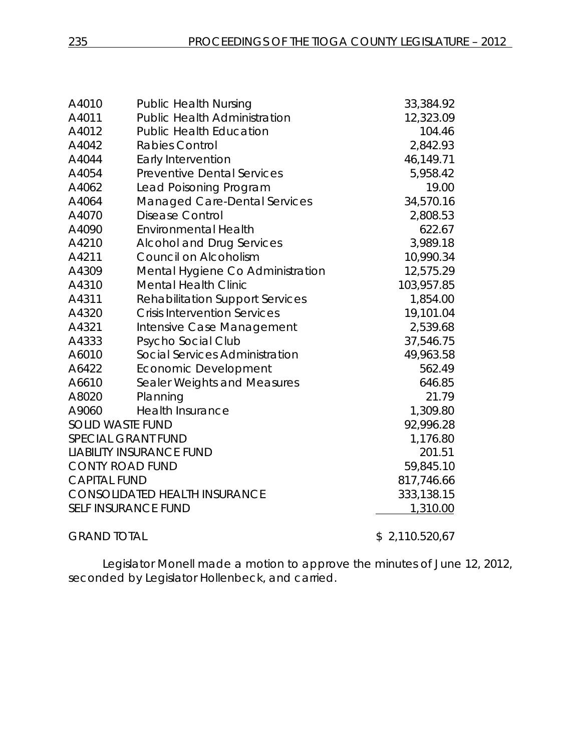| | | |
|---|---|---|
| A4010 | Public Health Nursing | 33,384.92 |
| A4011 | Public Health Administration | 12,323.09 |
| A4012 | Public Health Education | 104.46 |
| A4042 | Rabies Control | 2,842.93 |
| A4044 | Early Intervention | 46,149.71 |
| A4054 | Preventive Dental Services | 5,958.42 |
| A4062 | Lead Poisoning Program | 19.00 |
| A4064 | Managed Care-Dental Services | 34,570.16 |
| A4070 | Disease Control | 2,808.53 |
| A4090 | Environmental Health | 622.67 |
| A4210 | Alcohol and Drug Services | 3,989.18 |
| A4211 | Council on Alcoholism | 10,990.34 |
| A4309 | Mental Hygiene Co Administration | 12,575.29 |
| A4310 | Mental Health Clinic | 103,957.85 |
| A4311 | Rehabilitation Support Services | 1,854.00 |
| A4320 | Crisis Intervention Services | 19,101.04 |
| A4321 | Intensive Case Management | 2,539.68 |
| A4333 | Psycho Social Club | 37,546.75 |
| A6010 | Social Services Administration | 49,963.58 |
| A6422 | Economic Development | 562.49 |
| A6610 | Sealer Weights and Measures | 646.85 |
| A8020 | Planning | 21.79 |
| A9060 | Health Insurance | 1,309.80 |
| SOLID WASTE FUND | | 92,996.28 |
| SPECIAL GRANT FUND | | 1,176.80 |
| LIABILITY INSURANCE FUND | | 201.51 |
| CONTY ROAD FUND | | 59,845.10 |
| CAPITAL FUND | | 817,746.66 |
| CONSOLIDATED HEALTH INSURANCE | | 333,138.15 |
| SELF INSURANCE FUND | | 1,310.00 |
| GRAND TOTAL | | $ 2,110.520,67 |

Legislator Monell made a motion to approve the minutes of June 12, 2012, seconded by Legislator Hollenbeck, and carried.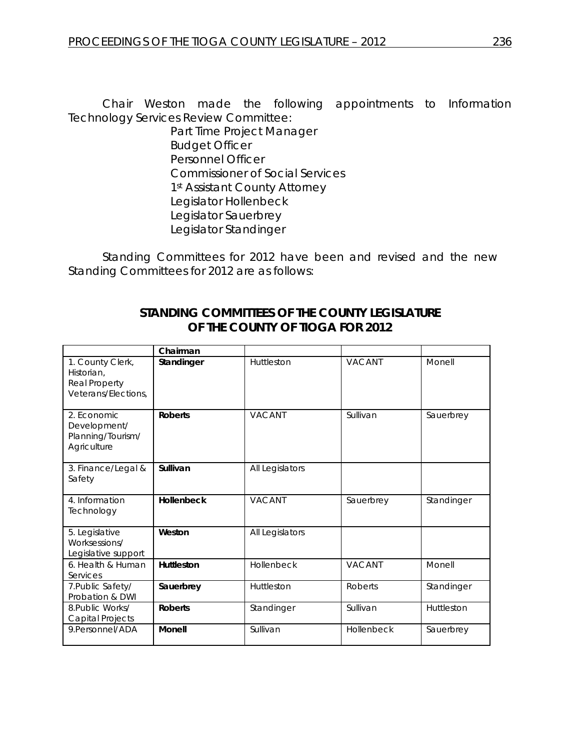Chair Weston made the following appointments to Information Technology Services Review Committee:

Part Time Project Manager
Budget Officer
Personnel Officer
Commissioner of Social Services
1st Assistant County Attorney
Legislator Hollenbeck
Legislator Sauerbrey
Legislator Standinger

Standing Committees for 2012 have been and revised and the new Standing Committees for 2012 are as follows:

## STANDING COMMITTEES OF THE COUNTY LEGISLATURE OF THE COUNTY OF TIOGA FOR 2012

| | **Chairman** | | | |
|---|---|---|---|---|
| 1. County Clerk, Historian, Real Property Veterans/Elections, | **Standinger** | Huttleston | VACANT | Monell |
| 2. Economic Development/ Planning/Tourism/ Agriculture | **Roberts** | VACANT | Sullivan | Sauerbrey |
| 3. Finance/Legal & Safety | **Sullivan** | All Legislators | | |
| 4. Information Technology | **Hollenbeck** | VACANT | Sauerbrey | Standinger |
| 5. Legislative Worksessions/ Legislative support | **Weston** | All Legislators | | |
| 6. Health & Human Services | **Huttleston** | Hollenbeck | VACANT | Monell |
| 7.Public Safety/ Probation & DWI | **Sauerbrey** | Huttleston | Roberts | Standinger |
| 8.Public Works/ Capital Projects | **Roberts** | Standinger | Sullivan | Huttleston |
| 9.Personnel/ADA | **Monell** | Sullivan | Hollenbeck | Sauerbrey |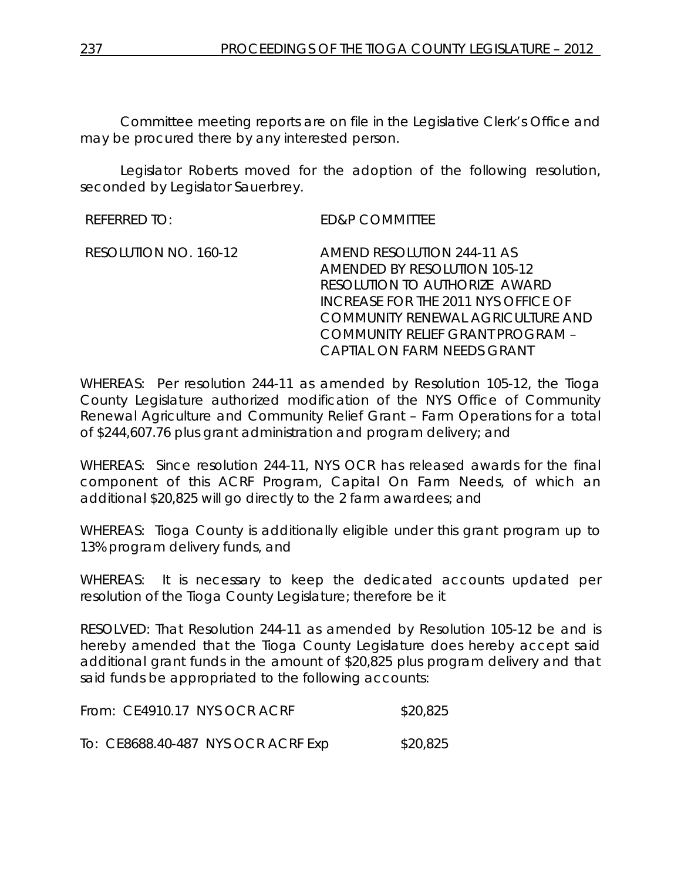Committee meeting reports are on file in the Legislative Clerk's Office and may be procured there by any interested person.

Legislator Roberts moved for the adoption of the following resolution, seconded by Legislator Sauerbrey.

REFERRED TO: ED&P COMMITTEE

RESOLUTION NO. 160-12 AMEND RESOLUTION 244-11 AS AMENDED BY RESOLUTION 105-12 RESOLUTION TO AUTHORIZE AWARD INCREASE FOR THE 2011 NYS OFFICE OF COMMUNITY RENEWAL AGRICULTURE AND COMMUNITY RELIEF GRANT PROGRAM – CAPTIAL ON FARM NEEDS GRANT

WHEREAS: Per resolution 244-11 as amended by Resolution 105-12, the Tioga County Legislature authorized modification of the NYS Office of Community Renewal Agriculture and Community Relief Grant – Farm Operations for a total of $244,607.76 plus grant administration and program delivery; and

WHEREAS: Since resolution 244-11, NYS OCR has released awards for the final component of this ACRF Program, Capital On Farm Needs, of which an additional $20,825 will go directly to the 2 farm awardees; and

WHEREAS: Tioga County is additionally eligible under this grant program up to 13% program delivery funds, and

WHEREAS: It is necessary to keep the dedicated accounts updated per resolution of the Tioga County Legislature; therefore be it

RESOLVED: That Resolution 244-11 as amended by Resolution 105-12 be and is hereby amended that the Tioga County Legislature does hereby accept said additional grant funds in the amount of $20,825 plus program delivery and that said funds be appropriated to the following accounts:

From: CE4910.17 NYS OCR ACRF $20,825

To: CE8688.40-487 NYS OCR ACRF Exp $20,825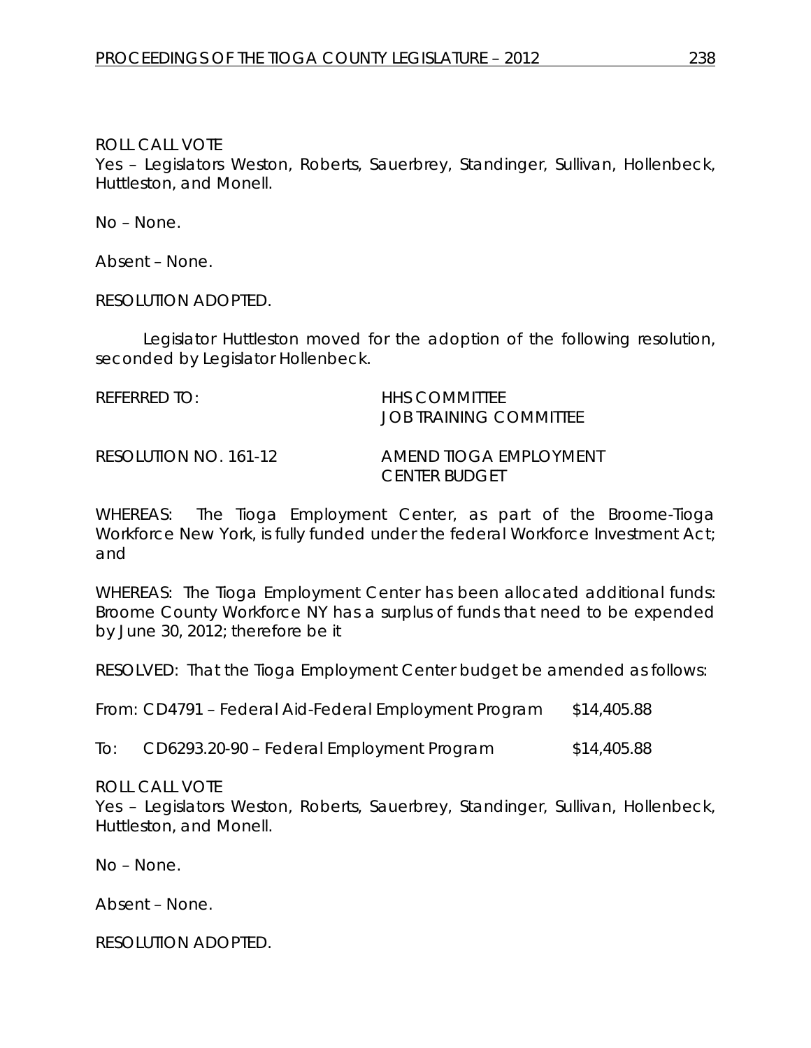ROLL CALL VOTE
Yes – Legislators Weston, Roberts, Sauerbrey, Standinger, Sullivan, Hollenbeck, Huttleston, and Monell.

No – None.

Absent – None.

RESOLUTION ADOPTED.

Legislator Huttleston moved for the adoption of the following resolution, seconded by Legislator Hollenbeck.

REFERRED TO: HHS COMMITTEE
JOB TRAINING COMMITTEE

RESOLUTION NO. 161-12 AMEND TIOGA EMPLOYMENT CENTER BUDGET

WHEREAS: The Tioga Employment Center, as part of the Broome-Tioga Workforce New York, is fully funded under the federal Workforce Investment Act; and

WHEREAS: The Tioga Employment Center has been allocated additional funds: Broome County Workforce NY has a surplus of funds that need to be expended by June 30, 2012; therefore be it

RESOLVED: That the Tioga Employment Center budget be amended as follows:

From: CD4791 – Federal Aid-Federal Employment Program $14,405.88

To: CD6293.20-90 – Federal Employment Program $14,405.88

ROLL CALL VOTE
Yes – Legislators Weston, Roberts, Sauerbrey, Standinger, Sullivan, Hollenbeck, Huttleston, and Monell.

No – None.

Absent – None.

RESOLUTION ADOPTED.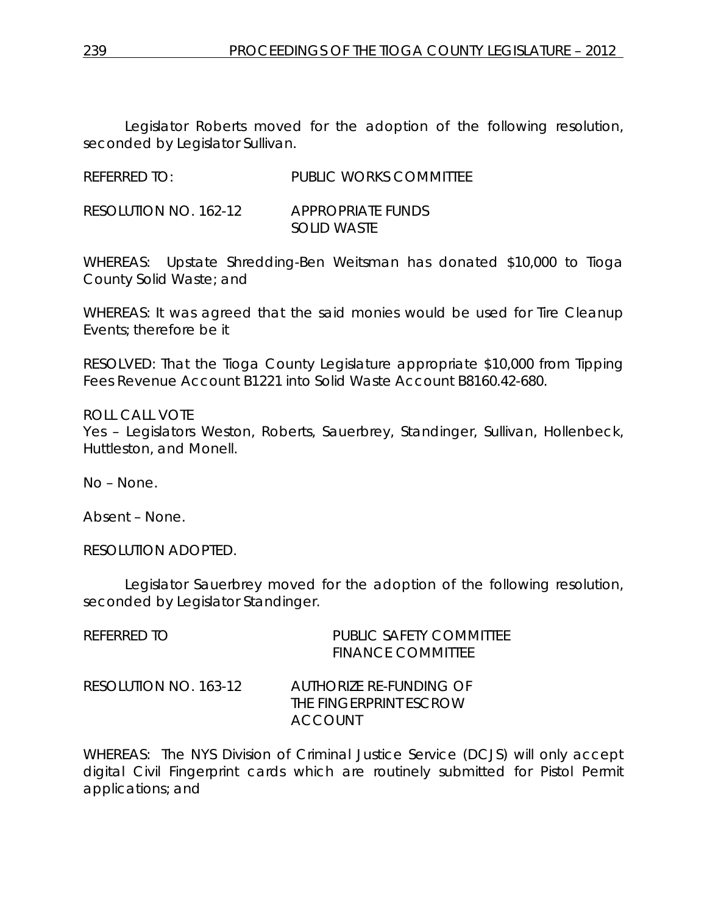Legislator Roberts moved for the adoption of the following resolution, seconded by Legislator Sullivan.

REFERRED TO: PUBLIC WORKS COMMITTEE

RESOLUTION NO. 162-12 APPROPRIATE FUNDS SOLID WASTE

WHEREAS: Upstate Shredding-Ben Weitsman has donated $10,000 to Tioga County Solid Waste; and

WHEREAS: It was agreed that the said monies would be used for Tire Cleanup Events; therefore be it

RESOLVED: That the Tioga County Legislature appropriate $10,000 from Tipping Fees Revenue Account B1221 into Solid Waste Account B8160.42-680.

ROLL CALL VOTE
Yes – Legislators Weston, Roberts, Sauerbrey, Standinger, Sullivan, Hollenbeck, Huttleston, and Monell.

No – None.

Absent – None.

RESOLUTION ADOPTED.

Legislator Sauerbrey moved for the adoption of the following resolution, seconded by Legislator Standinger.

REFERRED TO PUBLIC SAFETY COMMITTEE
FINANCE COMMITTEE

RESOLUTION NO. 163-12 AUTHORIZE RE-FUNDING OF THE FINGERPRINT ESCROW ACCOUNT

WHEREAS: The NYS Division of Criminal Justice Service (DCJS) will only accept digital Civil Fingerprint cards which are routinely submitted for Pistol Permit applications; and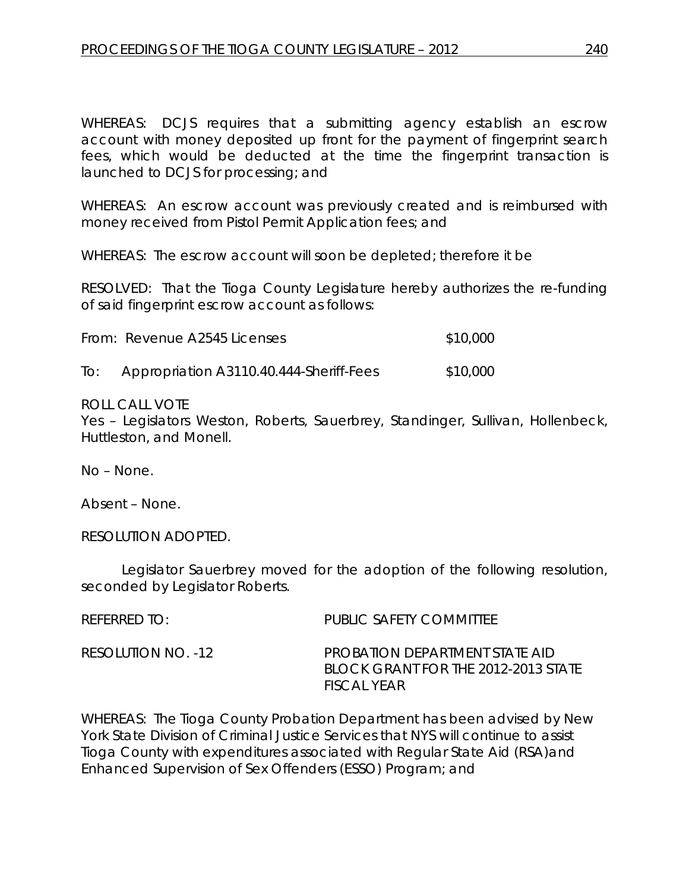WHEREAS: DCJS requires that a submitting agency establish an escrow account with money deposited up front for the payment of fingerprint search fees, which would be deducted at the time the fingerprint transaction is launched to DCJS for processing; and

WHEREAS: An escrow account was previously created and is reimbursed with money received from Pistol Permit Application fees; and

WHEREAS: The escrow account will soon be depleted; therefore it be

RESOLVED: That the Tioga County Legislature hereby authorizes the re-funding of said fingerprint escrow account as follows:

| | | |
|---|---|---|
| From: | Revenue A2545 Licenses | $10,000 |
| To: | Appropriation A3110.40.444-Sheriff-Fees | $10,000 |

ROLL CALL VOTE
Yes – Legislators Weston, Roberts, Sauerbrey, Standinger, Sullivan, Hollenbeck, Huttleston, and Monell.

No – None.

Absent – None.

RESOLUTION ADOPTED.

Legislator Sauerbrey moved for the adoption of the following resolution, seconded by Legislator Roberts.

REFERRED TO: PUBLIC SAFETY COMMITTEE

RESOLUTION NO. -12 PROBATION DEPARTMENT STATE AID BLOCK GRANT FOR THE 2012-2013 STATE FISCAL YEAR

WHEREAS: The Tioga County Probation Department has been advised by New York State Division of Criminal Justice Services that NYS will continue to assist Tioga County with expenditures associated with Regular State Aid (RSA)and Enhanced Supervision of Sex Offenders (ESSO) Program; and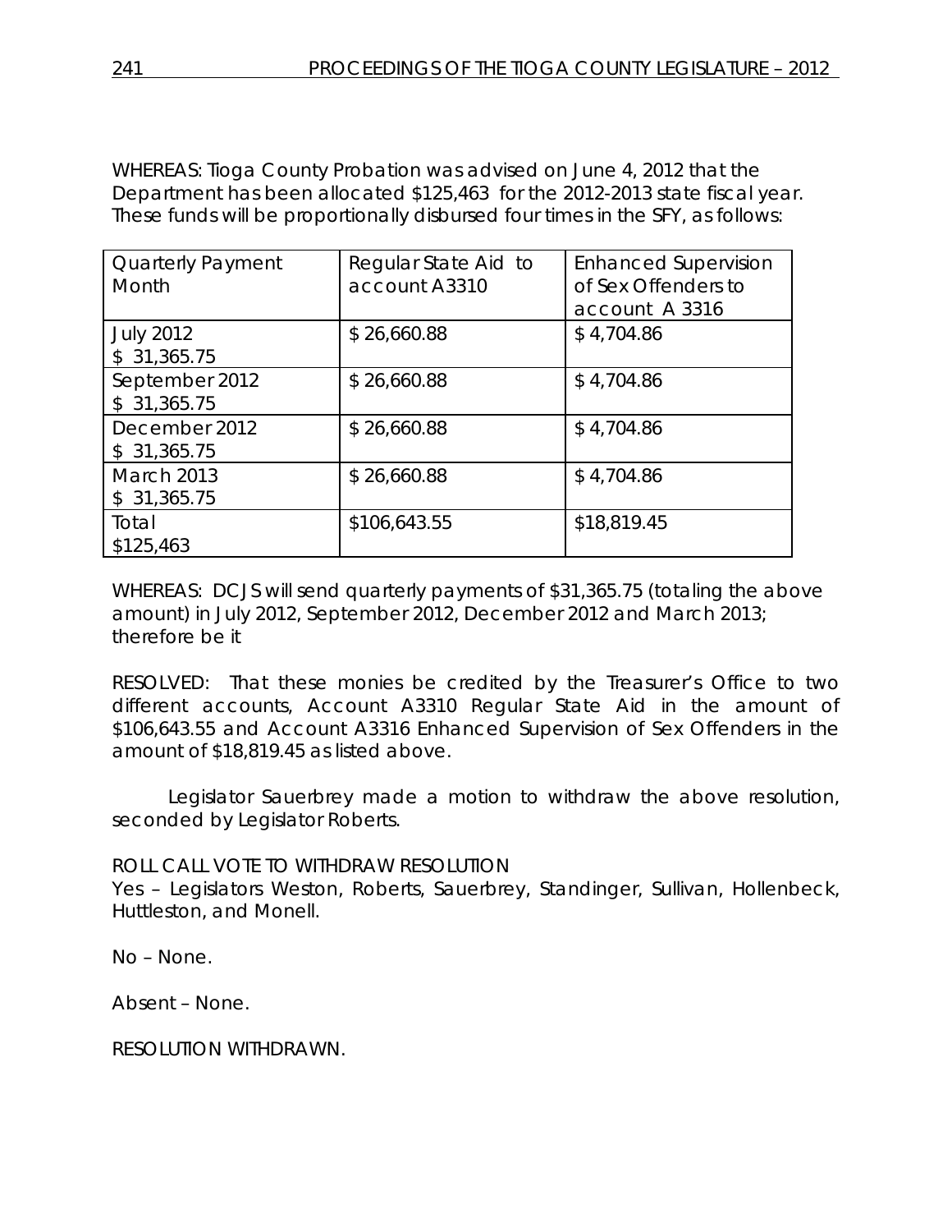WHEREAS: Tioga County Probation was advised on June 4, 2012 that the Department has been allocated $125,463 for the 2012-2013 state fiscal year. These funds will be proportionally disbursed four times in the SFY, as follows:

| Quarterly Payment Month | Regular State Aid to account A3310 | Enhanced Supervision of Sex Offenders to account A 3316 |
|---|---|---|
| July 2012<br>$ 31,365.75 | $ 26,660.88 | $ 4,704.86 |
| September 2012<br>$ 31,365.75 | $ 26,660.88 | $ 4,704.86 |
| December 2012<br>$ 31,365.75 | $ 26,660.88 | $ 4,704.86 |
| March 2013<br>$ 31,365.75 | $ 26,660.88 | $ 4,704.86 |
| Total<br>$125,463 | $106,643.55 | $18,819.45 |

WHEREAS: DCJS will send quarterly payments of $31,365.75 (totaling the above amount) in July 2012, September 2012, December 2012 and March 2013; therefore be it

RESOLVED: That these monies be credited by the Treasurer's Office to two different accounts, Account A3310 Regular State Aid in the amount of $106,643.55 and Account A3316 Enhanced Supervision of Sex Offenders in the amount of $18,819.45 as listed above.

Legislator Sauerbrey made a motion to withdraw the above resolution, seconded by Legislator Roberts.

ROLL CALL VOTE TO WITHDRAW RESOLUTION
Yes – Legislators Weston, Roberts, Sauerbrey, Standinger, Sullivan, Hollenbeck, Huttleston, and Monell.

No – None.

Absent – None.

RESOLUTION WITHDRAWN.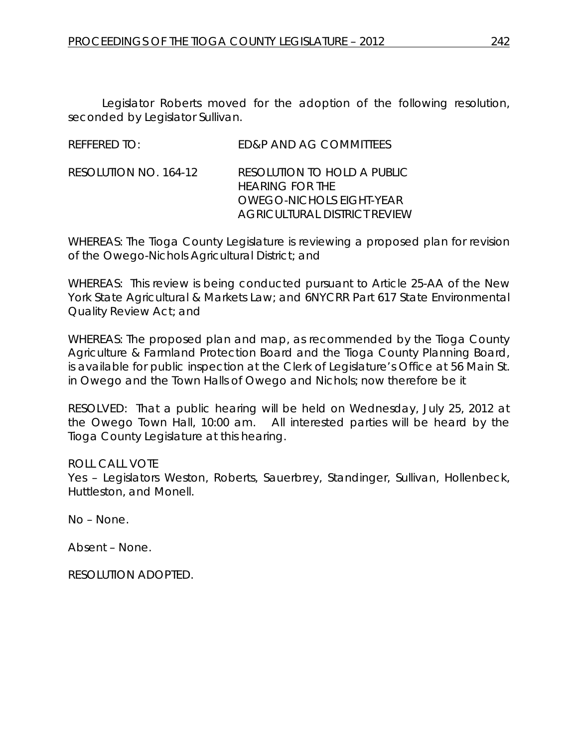Legislator Roberts moved for the adoption of the following resolution, seconded by Legislator Sullivan.

REFFERED TO: ED&P AND AG COMMITTEES

RESOLUTION NO. 164-12 RESOLUTION TO HOLD A PUBLIC HEARING FOR THE OWEGO-NICHOLS EIGHT-YEAR AGRICULTURAL DISTRICT REVIEW

WHEREAS: The Tioga County Legislature is reviewing a proposed plan for revision of the Owego-Nichols Agricultural District; and

WHEREAS: This review is being conducted pursuant to Article 25-AA of the New York State Agricultural & Markets Law; and 6NYCRR Part 617 State Environmental Quality Review Act; and

WHEREAS: The proposed plan and map, as recommended by the Tioga County Agriculture & Farmland Protection Board and the Tioga County Planning Board, is available for public inspection at the Clerk of Legislature's Office at 56 Main St. in Owego and the Town Halls of Owego and Nichols; now therefore be it

RESOLVED: That a public hearing will be held on Wednesday, July 25, 2012 at the Owego Town Hall, 10:00 am. All interested parties will be heard by the Tioga County Legislature at this hearing.

ROLL CALL VOTE
Yes – Legislators Weston, Roberts, Sauerbrey, Standinger, Sullivan, Hollenbeck, Huttleston, and Monell.

No – None.

Absent – None.

RESOLUTION ADOPTED.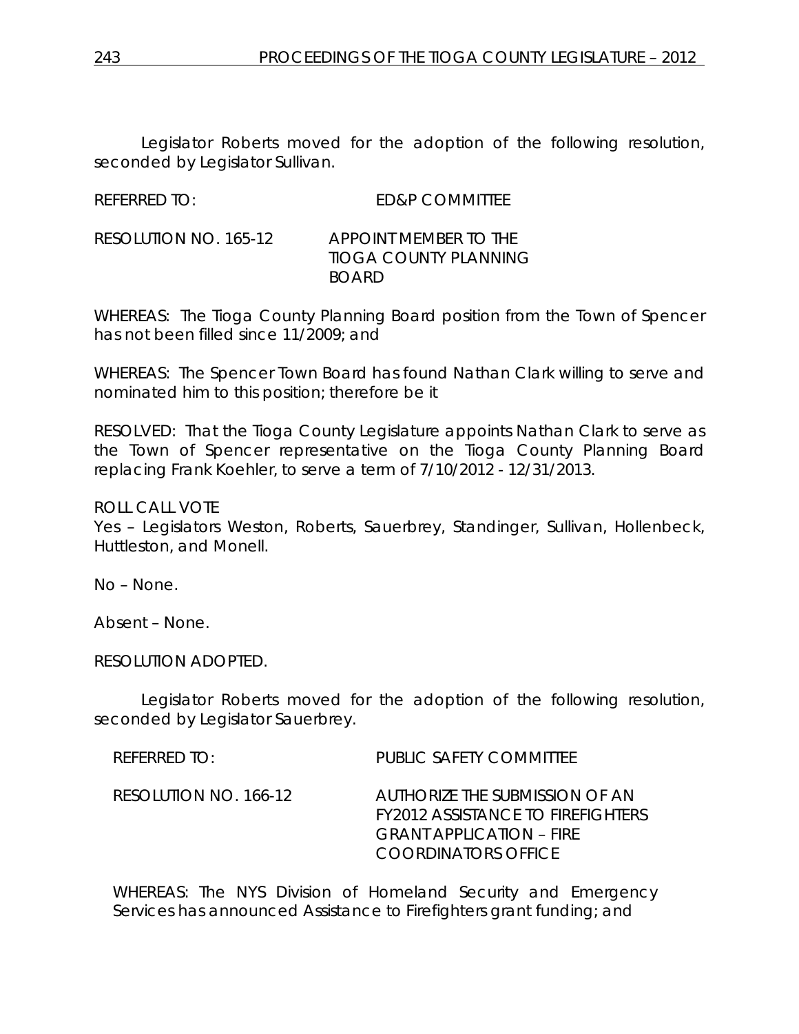Legislator Roberts moved for the adoption of the following resolution, seconded by Legislator Sullivan.

REFERRED TO: ED&P COMMITTEE

RESOLUTION NO. 165-12 APPOINT MEMBER TO THE TIOGA COUNTY PLANNING BOARD

WHEREAS: The Tioga County Planning Board position from the Town of Spencer has not been filled since 11/2009; and

WHEREAS: The Spencer Town Board has found Nathan Clark willing to serve and nominated him to this position; therefore be it

RESOLVED: That the Tioga County Legislature appoints Nathan Clark to serve as the Town of Spencer representative on the Tioga County Planning Board replacing Frank Koehler, to serve a term of 7/10/2012 - 12/31/2013.

ROLL CALL VOTE
Yes – Legislators Weston, Roberts, Sauerbrey, Standinger, Sullivan, Hollenbeck, Huttleston, and Monell.

No – None.

Absent – None.

RESOLUTION ADOPTED.

Legislator Roberts moved for the adoption of the following resolution, seconded by Legislator Sauerbrey.

REFERRED TO: PUBLIC SAFETY COMMITTEE

RESOLUTION NO. 166-12 AUTHORIZE THE SUBMISSION OF AN FY2012 ASSISTANCE TO FIREFIGHTERS GRANT APPLICATION – FIRE COORDINATORS OFFICE

WHEREAS: The NYS Division of Homeland Security and Emergency Services has announced Assistance to Firefighters grant funding; and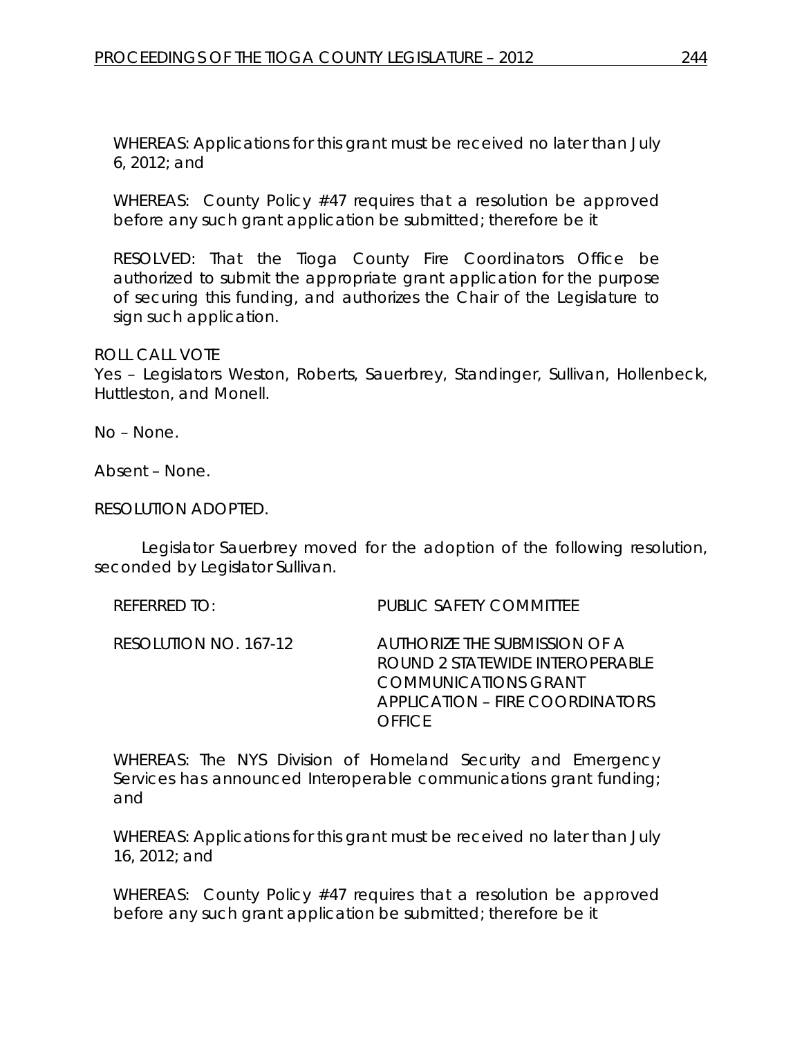WHEREAS: Applications for this grant must be received no later than July 6, 2012; and

WHEREAS: County Policy #47 requires that a resolution be approved before any such grant application be submitted; therefore be it

RESOLVED: That the Tioga County Fire Coordinators Office be authorized to submit the appropriate grant application for the purpose of securing this funding, and authorizes the Chair of the Legislature to sign such application.

ROLL CALL VOTE
Yes – Legislators Weston, Roberts, Sauerbrey, Standinger, Sullivan, Hollenbeck, Huttleston, and Monell.

No – None.

Absent – None.

RESOLUTION ADOPTED.

Legislator Sauerbrey moved for the adoption of the following resolution, seconded by Legislator Sullivan.

REFERRED TO: PUBLIC SAFETY COMMITTEE

RESOLUTION NO. 167-12 AUTHORIZE THE SUBMISSION OF A ROUND 2 STATEWIDE INTEROPERABLE COMMUNICATIONS GRANT APPLICATION – FIRE COORDINATORS OFFICE

WHEREAS: The NYS Division of Homeland Security and Emergency Services has announced Interoperable communications grant funding; and

WHEREAS: Applications for this grant must be received no later than July 16, 2012; and

WHEREAS: County Policy #47 requires that a resolution be approved before any such grant application be submitted; therefore be it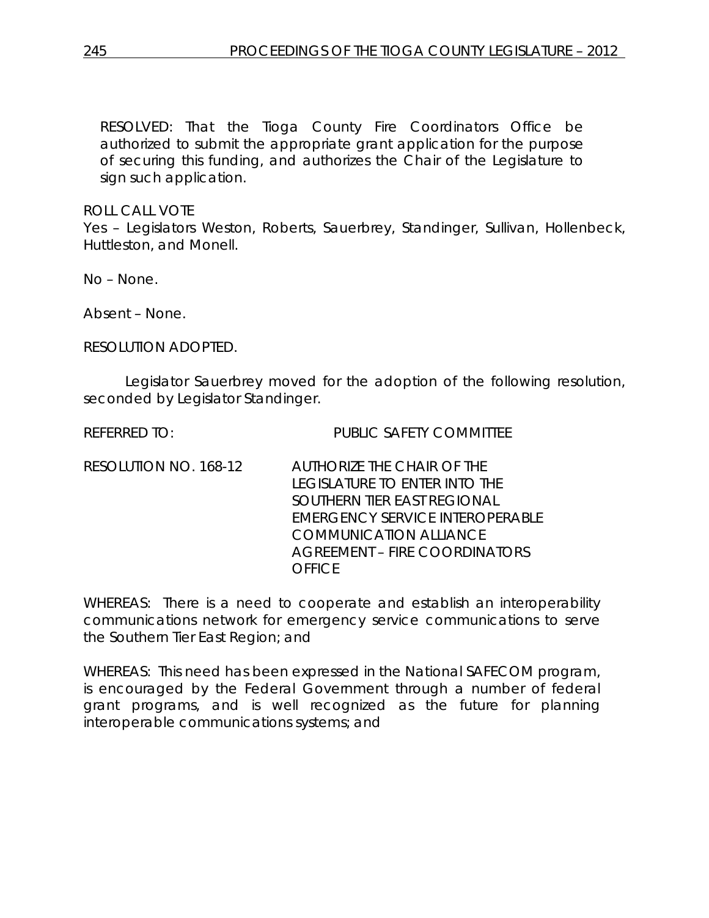RESOLVED: That the Tioga County Fire Coordinators Office be authorized to submit the appropriate grant application for the purpose of securing this funding, and authorizes the Chair of the Legislature to sign such application.

ROLL CALL VOTE
Yes – Legislators Weston, Roberts, Sauerbrey, Standinger, Sullivan, Hollenbeck, Huttleston, and Monell.

No – None.

Absent – None.

RESOLUTION ADOPTED.

Legislator Sauerbrey moved for the adoption of the following resolution, seconded by Legislator Standinger.

REFERRED TO: PUBLIC SAFETY COMMITTEE

RESOLUTION NO. 168-12 AUTHORIZE THE CHAIR OF THE LEGISLATURE TO ENTER INTO THE SOUTHERN TIER EAST REGIONAL EMERGENCY SERVICE INTEROPERABLE COMMUNICATION ALLIANCE AGREEMENT – FIRE COORDINATORS OFFICE

WHEREAS: There is a need to cooperate and establish an interoperability communications network for emergency service communications to serve the Southern Tier East Region; and

WHEREAS: This need has been expressed in the National SAFECOM program, is encouraged by the Federal Government through a number of federal grant programs, and is well recognized as the future for planning interoperable communications systems; and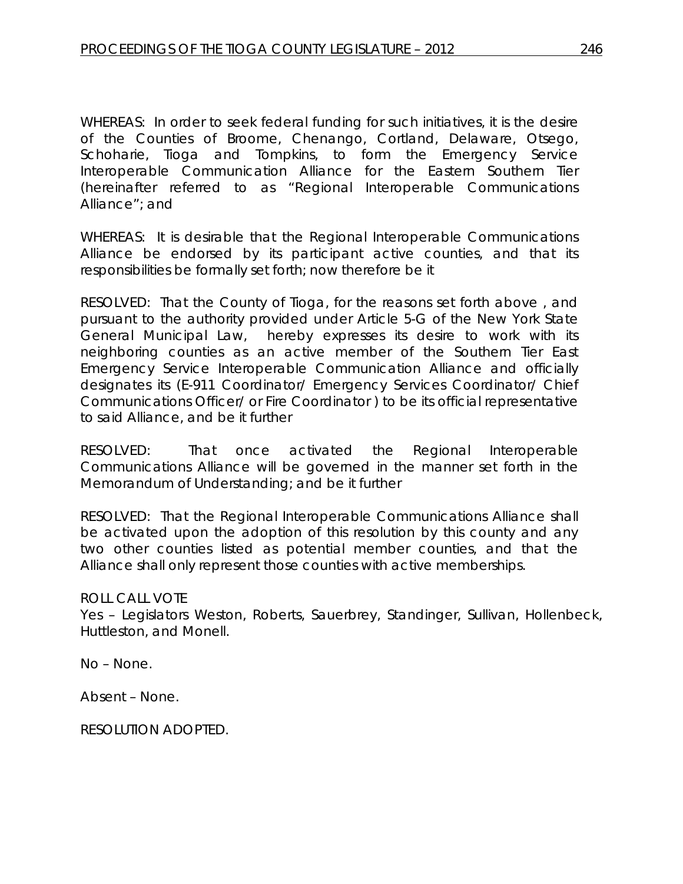WHEREAS: In order to seek federal funding for such initiatives, it is the desire of the Counties of Broome, Chenango, Cortland, Delaware, Otsego, Schoharie, Tioga and Tompkins, to form the Emergency Service Interoperable Communication Alliance for the Eastern Southern Tier (hereinafter referred to as "Regional Interoperable Communications Alliance"; and

WHEREAS: It is desirable that the Regional Interoperable Communications Alliance be endorsed by its participant active counties, and that its responsibilities be formally set forth; now therefore be it

RESOLVED: That the County of Tioga, for the reasons set forth above , and pursuant to the authority provided under Article 5-G of the New York State General Municipal Law, hereby expresses its desire to work with its neighboring counties as an active member of the Southern Tier East Emergency Service Interoperable Communication Alliance and officially designates its (E-911 Coordinator/ Emergency Services Coordinator/ Chief Communications Officer/ or Fire Coordinator ) to be its official representative to said Alliance, and be it further

RESOLVED: That once activated the Regional Interoperable Communications Alliance will be governed in the manner set forth in the Memorandum of Understanding; and be it further

RESOLVED: That the Regional Interoperable Communications Alliance shall be activated upon the adoption of this resolution by this county and any two other counties listed as potential member counties, and that the Alliance shall only represent those counties with active memberships.

ROLL CALL VOTE
Yes – Legislators Weston, Roberts, Sauerbrey, Standinger, Sullivan, Hollenbeck, Huttleston, and Monell.

No – None.

Absent – None.

RESOLUTION ADOPTED.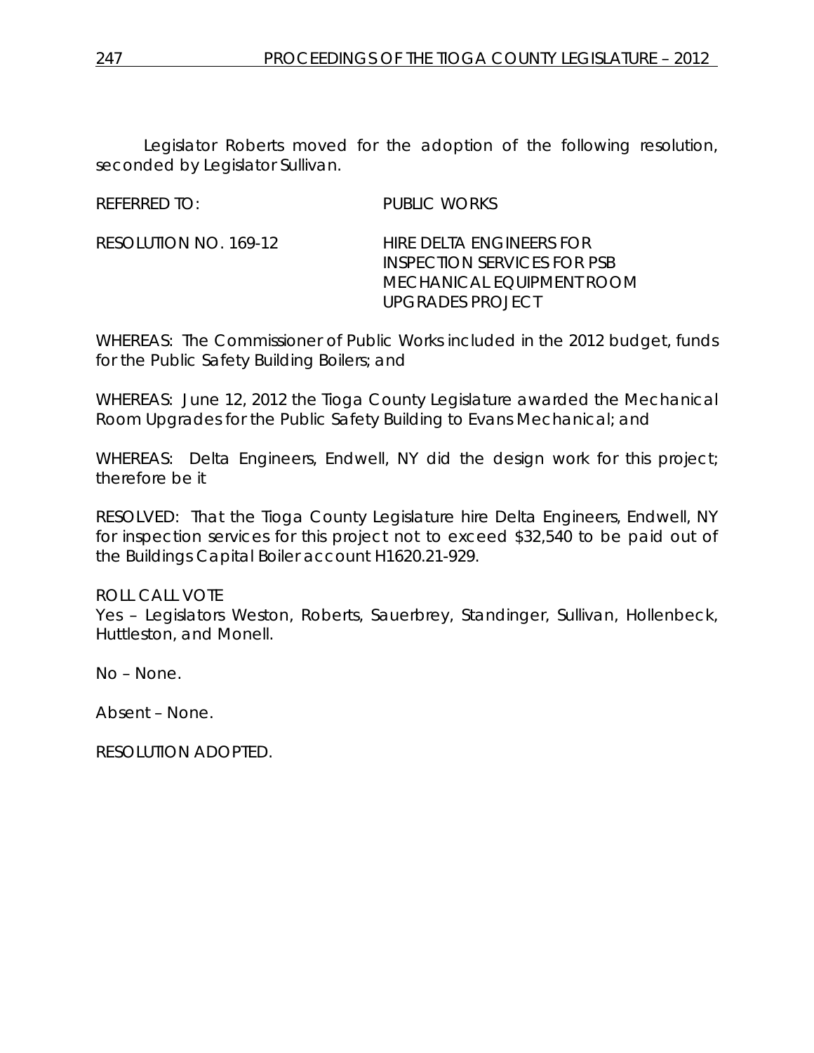Legislator Roberts moved for the adoption of the following resolution, seconded by Legislator Sullivan.

REFERRED TO: PUBLIC WORKS

RESOLUTION NO. 169-12 HIRE DELTA ENGINEERS FOR INSPECTION SERVICES FOR PSB MECHANICAL EQUIPMENT ROOM UPGRADES PROJECT

WHEREAS: The Commissioner of Public Works included in the 2012 budget, funds for the Public Safety Building Boilers; and

WHEREAS: June 12, 2012 the Tioga County Legislature awarded the Mechanical Room Upgrades for the Public Safety Building to Evans Mechanical; and

WHEREAS: Delta Engineers, Endwell, NY did the design work for this project; therefore be it

RESOLVED: That the Tioga County Legislature hire Delta Engineers, Endwell, NY for inspection services for this project not to exceed $32,540 to be paid out of the Buildings Capital Boiler account H1620.21-929.

ROLL CALL VOTE
Yes – Legislators Weston, Roberts, Sauerbrey, Standinger, Sullivan, Hollenbeck, Huttleston, and Monell.

No – None.

Absent – None.

RESOLUTION ADOPTED.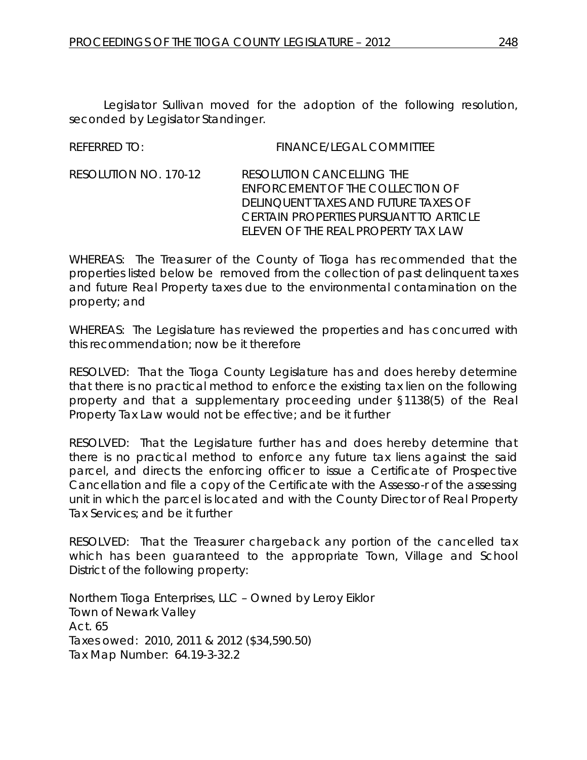Legislator Sullivan moved for the adoption of the following resolution, seconded by Legislator Standinger.

REFERRED TO: FINANCE/LEGAL COMMITTEE

RESOLUTION NO. 170-12 RESOLUTION CANCELLING THE ENFORCEMENT OF THE COLLECTION OF DELINQUENT TAXES AND FUTURE TAXES OF CERTAIN PROPERTIES PURSUANT TO ARTICLE ELEVEN OF THE REAL PROPERTY TAX LAW

WHEREAS: The Treasurer of the County of Tioga has recommended that the properties listed below be removed from the collection of past delinquent taxes and future Real Property taxes due to the environmental contamination on the property; and

WHEREAS: The Legislature has reviewed the properties and has concurred with this recommendation; now be it therefore

RESOLVED: That the Tioga County Legislature has and does hereby determine that there is no practical method to enforce the existing tax lien on the following property and that a supplementary proceeding under §1138(5) of the Real Property Tax Law would not be effective; and be it further

RESOLVED: That the Legislature further has and does hereby determine that there is no practical method to enforce any future tax liens against the said parcel, and directs the enforcing officer to issue a Certificate of Prospective Cancellation and file a copy of the Certificate with the Assesso-r of the assessing unit in which the parcel is located and with the County Director of Real Property Tax Services; and be it further

RESOLVED: That the Treasurer chargeback any portion of the cancelled tax which has been guaranteed to the appropriate Town, Village and School District of the following property:

Northern Tioga Enterprises, LLC – Owned by Leroy Eiklor
Town of Newark Valley
Act. 65
Taxes owed: 2010, 2011 & 2012 ($34,590.50)
Tax Map Number: 64.19-3-32.2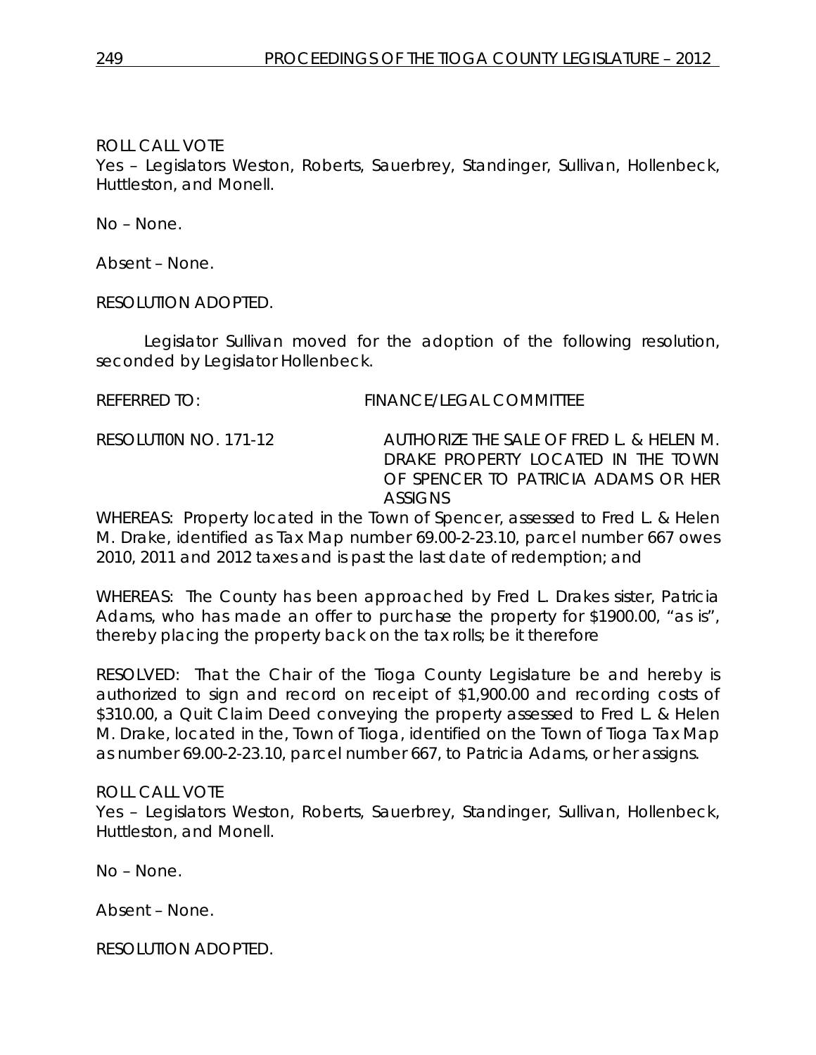ROLL CALL VOTE
Yes – Legislators Weston, Roberts, Sauerbrey, Standinger, Sullivan, Hollenbeck, Huttleston, and Monell.

No – None.

Absent – None.

RESOLUTION ADOPTED.

Legislator Sullivan moved for the adoption of the following resolution, seconded by Legislator Hollenbeck.

REFERRED TO: FINANCE/LEGAL COMMITTEE

RESOLUTI0N NO. 171-12 AUTHORIZE THE SALE OF FRED L. & HELEN M. DRAKE PROPERTY LOCATED IN THE TOWN OF SPENCER TO PATRICIA ADAMS OR HER ASSIGNS

WHEREAS: Property located in the Town of Spencer, assessed to Fred L. & Helen M. Drake, identified as Tax Map number 69.00-2-23.10, parcel number 667 owes 2010, 2011 and 2012 taxes and is past the last date of redemption; and

WHEREAS: The County has been approached by Fred L. Drakes sister, Patricia Adams, who has made an offer to purchase the property for $1900.00, "as is", thereby placing the property back on the tax rolls; be it therefore

RESOLVED: That the Chair of the Tioga County Legislature be and hereby is authorized to sign and record on receipt of $1,900.00 and recording costs of $310.00, a Quit Claim Deed conveying the property assessed to Fred L. & Helen M. Drake, located in the, Town of Tioga, identified on the Town of Tioga Tax Map as number 69.00-2-23.10, parcel number 667, to Patricia Adams, or her assigns.

ROLL CALL VOTE
Yes – Legislators Weston, Roberts, Sauerbrey, Standinger, Sullivan, Hollenbeck, Huttleston, and Monell.

No – None.

Absent – None.

RESOLUTION ADOPTED.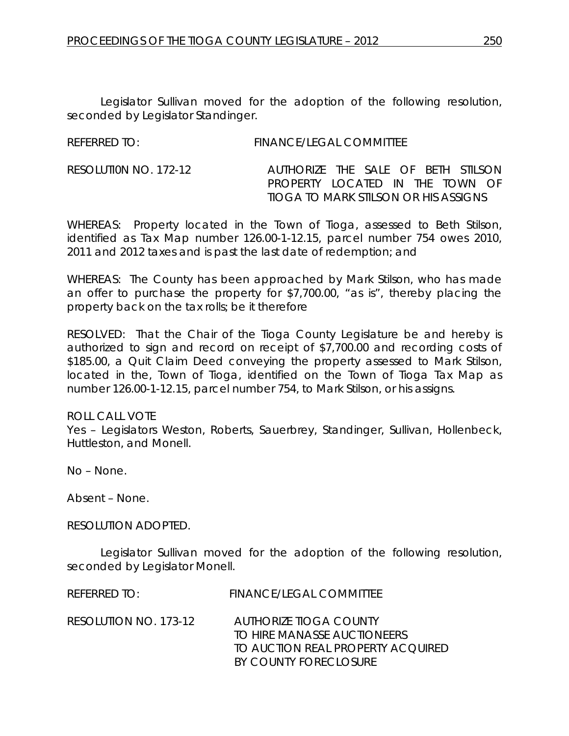Legislator Sullivan moved for the adoption of the following resolution, seconded by Legislator Standinger.

REFERRED TO: FINANCE/LEGAL COMMITTEE

RESOLUTI0N NO. 172-12 AUTHORIZE THE SALE OF BETH STILSON PROPERTY LOCATED IN THE TOWN OF TIOGA TO MARK STILSON OR HIS ASSIGNS

WHEREAS: Property located in the Town of Tioga, assessed to Beth Stilson, identified as Tax Map number 126.00-1-12.15, parcel number 754 owes 2010, 2011 and 2012 taxes and is past the last date of redemption; and

WHEREAS: The County has been approached by Mark Stilson, who has made an offer to purchase the property for $7,700.00, "as is", thereby placing the property back on the tax rolls; be it therefore

RESOLVED: That the Chair of the Tioga County Legislature be and hereby is authorized to sign and record on receipt of $7,700.00 and recording costs of $185.00, a Quit Claim Deed conveying the property assessed to Mark Stilson, located in the, Town of Tioga, identified on the Town of Tioga Tax Map as number 126.00-1-12.15, parcel number 754, to Mark Stilson, or his assigns.

ROLL CALL VOTE

Yes – Legislators Weston, Roberts, Sauerbrey, Standinger, Sullivan, Hollenbeck, Huttleston, and Monell.

No – None.

Absent – None.

RESOLUTION ADOPTED.

Legislator Sullivan moved for the adoption of the following resolution, seconded by Legislator Monell.

REFERRED TO: FINANCE/LEGAL COMMITTEE

RESOLUTION NO. 173-12 AUTHORIZE TIOGA COUNTY TO HIRE MANASSE AUCTIONEERS TO AUCTION REAL PROPERTY ACQUIRED BY COUNTY FORECLOSURE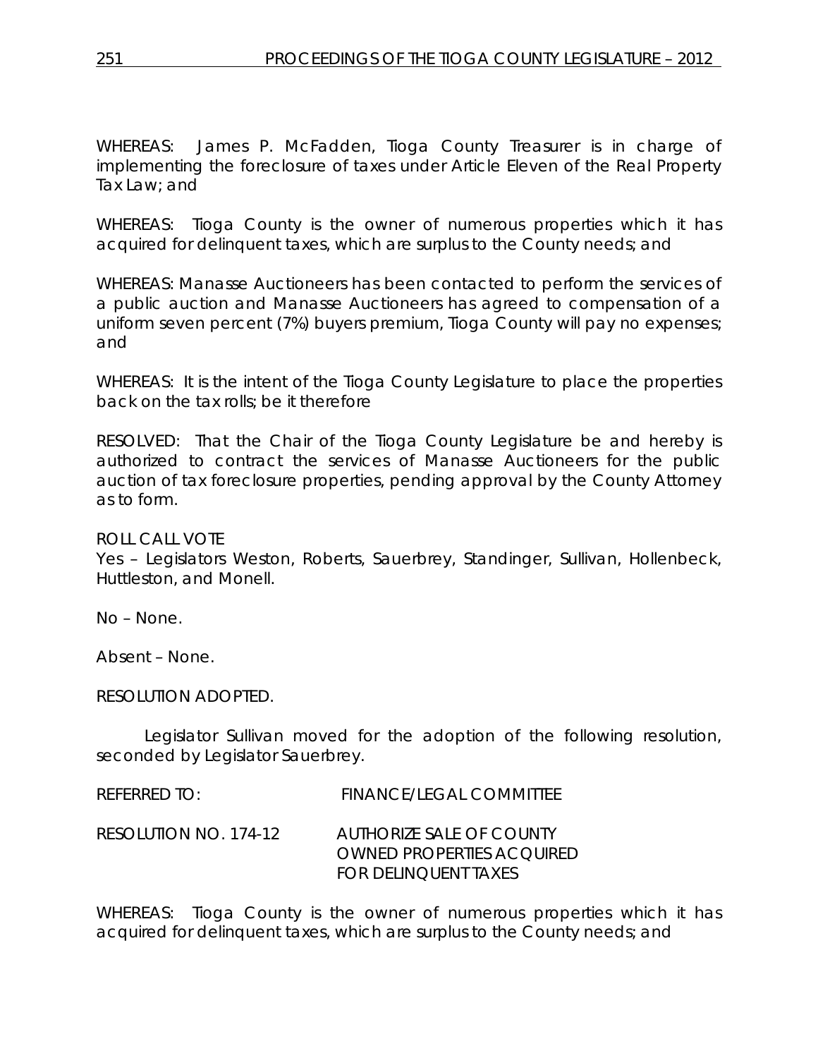WHEREAS: James P. McFadden, Tioga County Treasurer is in charge of implementing the foreclosure of taxes under Article Eleven of the Real Property Tax Law; and

WHEREAS: Tioga County is the owner of numerous properties which it has acquired for delinquent taxes, which are surplus to the County needs; and

WHEREAS: Manasse Auctioneers has been contacted to perform the services of a public auction and Manasse Auctioneers has agreed to compensation of a uniform seven percent (7%) buyers premium, Tioga County will pay no expenses; and

WHEREAS: It is the intent of the Tioga County Legislature to place the properties back on the tax rolls; be it therefore

RESOLVED: That the Chair of the Tioga County Legislature be and hereby is authorized to contract the services of Manasse Auctioneers for the public auction of tax foreclosure properties, pending approval by the County Attorney as to form.

ROLL CALL VOTE
Yes – Legislators Weston, Roberts, Sauerbrey, Standinger, Sullivan, Hollenbeck, Huttleston, and Monell.

No – None.

Absent – None.

RESOLUTION ADOPTED.

Legislator Sullivan moved for the adoption of the following resolution, seconded by Legislator Sauerbrey.

REFERRED TO: FINANCE/LEGAL COMMITTEE

RESOLUTION NO. 174-12 AUTHORIZE SALE OF COUNTY OWNED PROPERTIES ACQUIRED FOR DELINQUENT TAXES

WHEREAS: Tioga County is the owner of numerous properties which it has acquired for delinquent taxes, which are surplus to the County needs; and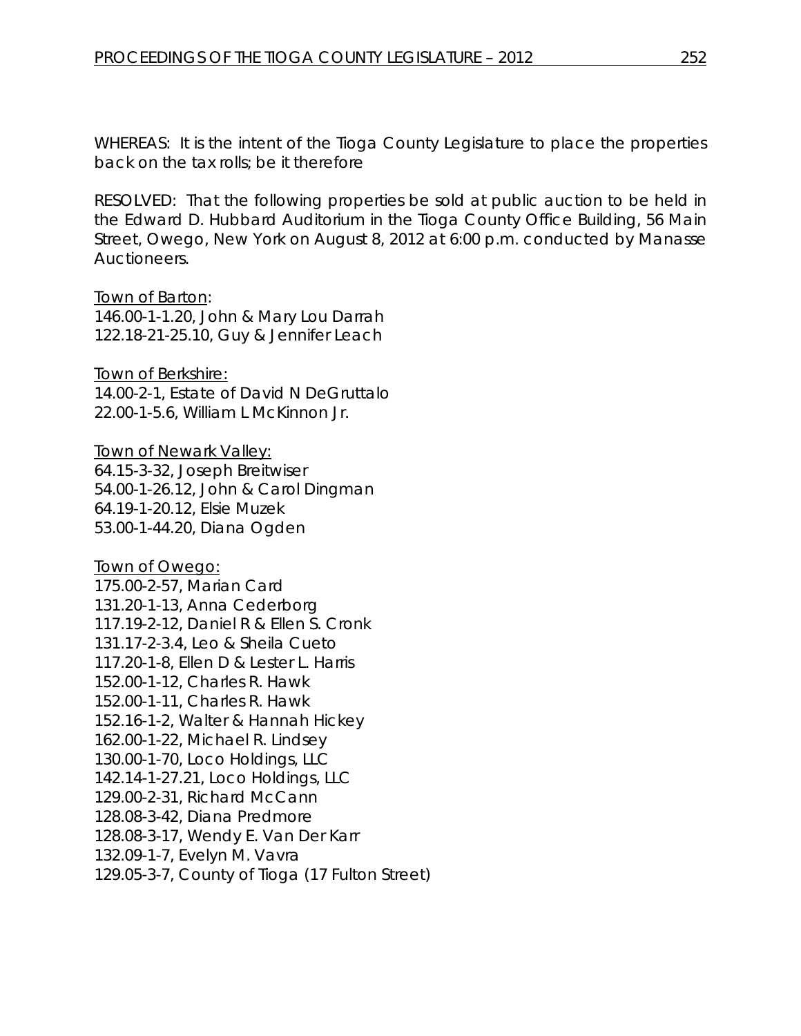WHEREAS: It is the intent of the Tioga County Legislature to place the properties back on the tax rolls; be it therefore

RESOLVED: That the following properties be sold at public auction to be held in the Edward D. Hubbard Auditorium in the Tioga County Office Building, 56 Main Street, Owego, New York on August 8, 2012 at 6:00 p.m. conducted by Manasse Auctioneers.

<u>Town of Barton</u>:
146.00-1-1.20, John & Mary Lou Darrah
122.18-21-25.10, Guy & Jennifer Leach

<u>Town of Berkshire:</u>
14.00-2-1, Estate of David N DeGruttalo
22.00-1-5.6, William L McKinnon Jr.

<u>Town of Newark Valley:</u>
64.15-3-32, Joseph Breitwiser
54.00-1-26.12, John & Carol Dingman
64.19-1-20.12, Elsie Muzek
53.00-1-44.20, Diana Ogden

<u>Town of Owego:</u>
175.00-2-57, Marian Card
131.20-1-13, Anna Cederborg
117.19-2-12, Daniel R & Ellen S. Cronk
131.17-2-3.4, Leo & Sheila Cueto
117.20-1-8, Ellen D & Lester L. Harris
152.00-1-12, Charles R. Hawk
152.00-1-11, Charles R. Hawk
152.16-1-2, Walter & Hannah Hickey
162.00-1-22, Michael R. Lindsey
130.00-1-70, Loco Holdings, LLC
142.14-1-27.21, Loco Holdings, LLC
129.00-2-31, Richard McCann
128.08-3-42, Diana Predmore
128.08-3-17, Wendy E. Van Der Karr
132.09-1-7, Evelyn M. Vavra
129.05-3-7, County of Tioga (17 Fulton Street)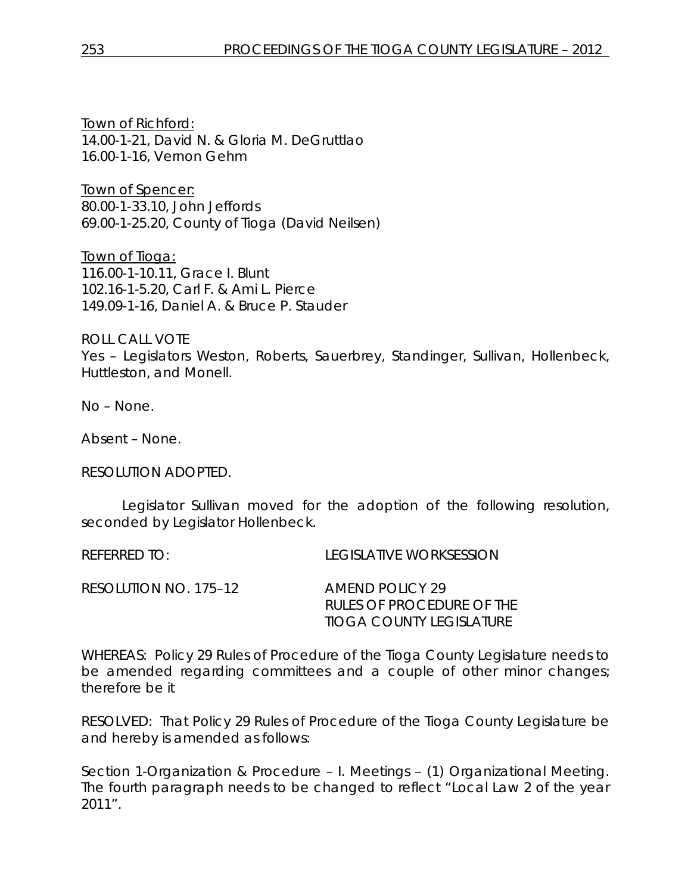Town of Richford:
14.00-1-21, David N. & Gloria M. DeGruttlao
16.00-1-16, Vernon Gehm

Town of Spencer:
80.00-1-33.10, John Jeffords
69.00-1-25.20, County of Tioga (David Neilsen)

Town of Tioga:
116.00-1-10.11, Grace I. Blunt
102.16-1-5.20, Carl F. & Ami L. Pierce
149.09-1-16, Daniel A. & Bruce P. Stauder

ROLL CALL VOTE
Yes – Legislators Weston, Roberts, Sauerbrey, Standinger, Sullivan, Hollenbeck, Huttleston, and Monell.

No – None.

Absent – None.

RESOLUTION ADOPTED.

Legislator Sullivan moved for the adoption of the following resolution, seconded by Legislator Hollenbeck.

REFERRED TO: LEGISLATIVE WORKSESSION

RESOLUTION NO. 175–12 AMEND POLICY 29
RULES OF PROCEDURE OF THE
TIOGA COUNTY LEGISLATURE

WHEREAS: Policy 29 Rules of Procedure of the Tioga County Legislature needs to be amended regarding committees and a couple of other minor changes; therefore be it

RESOLVED: That Policy 29 Rules of Procedure of the Tioga County Legislature be and hereby is amended as follows:

Section 1-Organization & Procedure – I. Meetings – (1) Organizational Meeting. The fourth paragraph needs to be changed to reflect "Local Law 2 of the year 2011".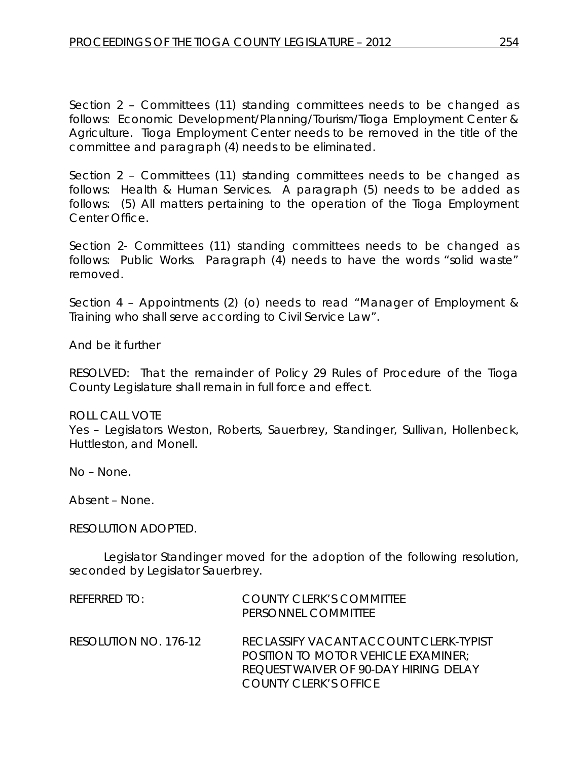Section 2 – Committees (11) standing committees needs to be changed as follows: Economic Development/Planning/Tourism/Tioga Employment Center & Agriculture. Tioga Employment Center needs to be removed in the title of the committee and paragraph (4) needs to be eliminated.

Section 2 – Committees (11) standing committees needs to be changed as follows: Health & Human Services. A paragraph (5) needs to be added as follows: (5) All matters pertaining to the operation of the Tioga Employment Center Office.

Section 2- Committees (11) standing committees needs to be changed as follows: Public Works. Paragraph (4) needs to have the words "solid waste" removed.

Section 4 – Appointments (2) (o) needs to read "Manager of Employment & Training who shall serve according to Civil Service Law".

And be it further

RESOLVED: That the remainder of Policy 29 Rules of Procedure of the Tioga County Legislature shall remain in full force and effect.

ROLL CALL VOTE
Yes – Legislators Weston, Roberts, Sauerbrey, Standinger, Sullivan, Hollenbeck, Huttleston, and Monell.

No – None.

Absent – None.

RESOLUTION ADOPTED.

Legislator Standinger moved for the adoption of the following resolution, seconded by Legislator Sauerbrey.

REFERRED TO: COUNTY CLERK'S COMMITTEE
PERSONNEL COMMITTEE

RESOLUTION NO. 176-12 RECLASSIFY VACANT ACCOUNT CLERK-TYPIST POSITION TO MOTOR VEHICLE EXAMINER; REQUEST WAIVER OF 90-DAY HIRING DELAY COUNTY CLERK'S OFFICE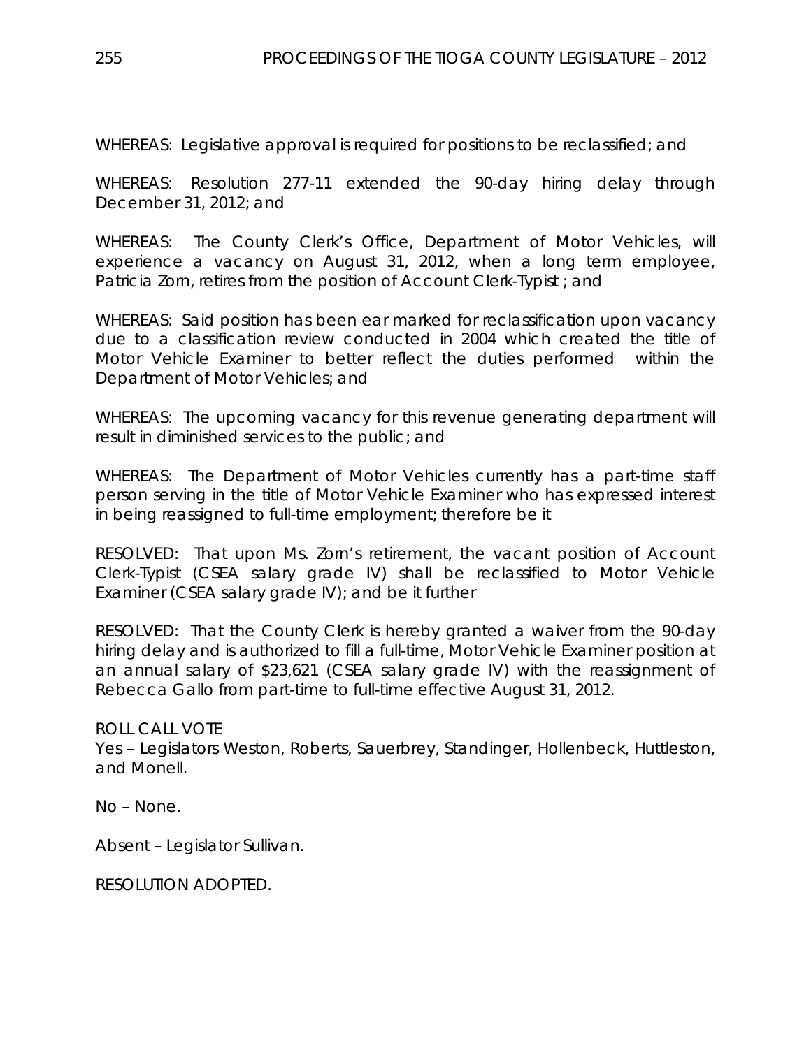WHEREAS: Legislative approval is required for positions to be reclassified; and

WHEREAS: Resolution 277-11 extended the 90-day hiring delay through December 31, 2012; and

WHEREAS: The County Clerk's Office, Department of Motor Vehicles, will experience a vacancy on August 31, 2012, when a long term employee, Patricia Zorn, retires from the position of Account Clerk-Typist ; and

WHEREAS: Said position has been ear marked for reclassification upon vacancy due to a classification review conducted in 2004 which created the title of Motor Vehicle Examiner to better reflect the duties performed within the Department of Motor Vehicles; and

WHEREAS: The upcoming vacancy for this revenue generating department will result in diminished services to the public; and

WHEREAS: The Department of Motor Vehicles currently has a part-time staff person serving in the title of Motor Vehicle Examiner who has expressed interest in being reassigned to full-time employment; therefore be it

RESOLVED: That upon Ms. Zorn's retirement, the vacant position of Account Clerk-Typist (CSEA salary grade IV) shall be reclassified to Motor Vehicle Examiner (CSEA salary grade IV); and be it further

RESOLVED: That the County Clerk is hereby granted a waiver from the 90-day hiring delay and is authorized to fill a full-time, Motor Vehicle Examiner position at an annual salary of $23,621 (CSEA salary grade IV) with the reassignment of Rebecca Gallo from part-time to full-time effective August 31, 2012.

ROLL CALL VOTE
Yes – Legislators Weston, Roberts, Sauerbrey, Standinger, Hollenbeck, Huttleston, and Monell.

No – None.

Absent – Legislator Sullivan.

RESOLUTION ADOPTED.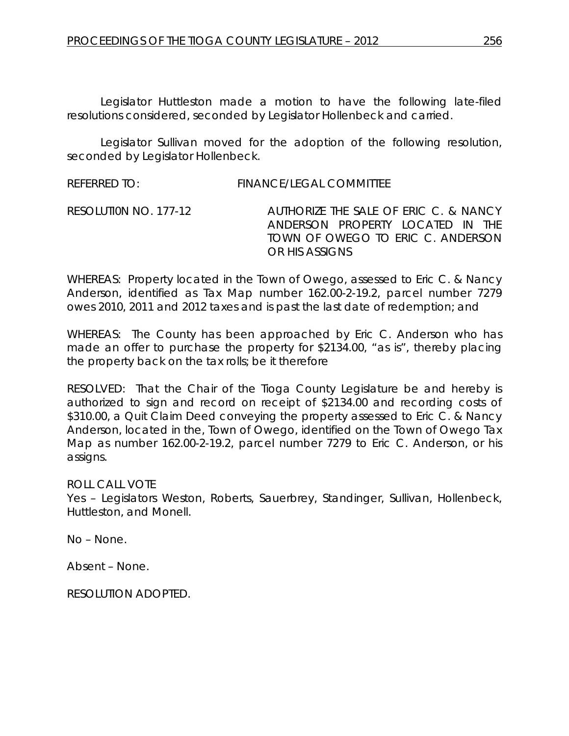Legislator Huttleston made a motion to have the following late-filed resolutions considered, seconded by Legislator Hollenbeck and carried.

Legislator Sullivan moved for the adoption of the following resolution, seconded by Legislator Hollenbeck.

REFERRED TO: FINANCE/LEGAL COMMITTEE

RESOLUTI0N NO. 177-12 AUTHORIZE THE SALE OF ERIC C. & NANCY ANDERSON PROPERTY LOCATED IN THE TOWN OF OWEGO TO ERIC C. ANDERSON OR HIS ASSIGNS

WHEREAS: Property located in the Town of Owego, assessed to Eric C. & Nancy Anderson, identified as Tax Map number 162.00-2-19.2, parcel number 7279 owes 2010, 2011 and 2012 taxes and is past the last date of redemption; and

WHEREAS: The County has been approached by Eric C. Anderson who has made an offer to purchase the property for $2134.00, "as is", thereby placing the property back on the tax rolls; be it therefore

RESOLVED: That the Chair of the Tioga County Legislature be and hereby is authorized to sign and record on receipt of $2134.00 and recording costs of $310.00, a Quit Claim Deed conveying the property assessed to Eric C. & Nancy Anderson, located in the, Town of Owego, identified on the Town of Owego Tax Map as number 162.00-2-19.2, parcel number 7279 to Eric C. Anderson, or his assigns.

ROLL CALL VOTE
Yes – Legislators Weston, Roberts, Sauerbrey, Standinger, Sullivan, Hollenbeck, Huttleston, and Monell.

No – None.

Absent – None.

RESOLUTION ADOPTED.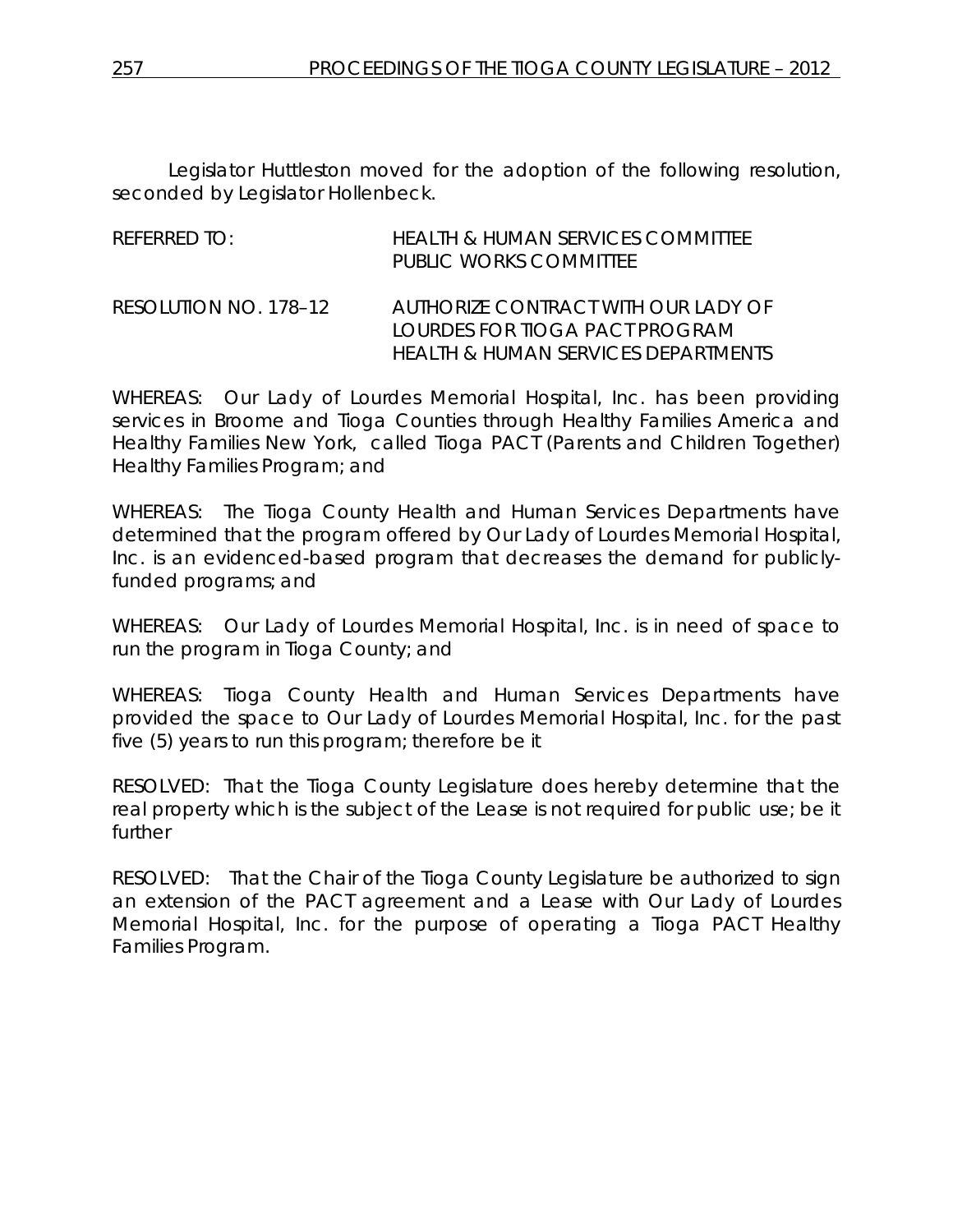Legislator Huttleston moved for the adoption of the following resolution, seconded by Legislator Hollenbeck.

REFERRED TO: HEALTH & HUMAN SERVICES COMMITTEE
PUBLIC WORKS COMMITTEE

RESOLUTION NO. 178–12 AUTHORIZE CONTRACT WITH OUR LADY OF LOURDES FOR TIOGA PACT PROGRAM HEALTH & HUMAN SERVICES DEPARTMENTS

WHEREAS: Our Lady of Lourdes Memorial Hospital, Inc. has been providing services in Broome and Tioga Counties through Healthy Families America and Healthy Families New York, called Tioga PACT (Parents and Children Together) Healthy Families Program; and

WHEREAS: The Tioga County Health and Human Services Departments have determined that the program offered by Our Lady of Lourdes Memorial Hospital, Inc. is an evidenced-based program that decreases the demand for publicly-funded programs; and

WHEREAS: Our Lady of Lourdes Memorial Hospital, Inc. is in need of space to run the program in Tioga County; and

WHEREAS: Tioga County Health and Human Services Departments have provided the space to Our Lady of Lourdes Memorial Hospital, Inc. for the past five (5) years to run this program; therefore be it

RESOLVED: That the Tioga County Legislature does hereby determine that the real property which is the subject of the Lease is not required for public use; be it further

RESOLVED: That the Chair of the Tioga County Legislature be authorized to sign an extension of the PACT agreement and a Lease with Our Lady of Lourdes Memorial Hospital, Inc. for the purpose of operating a Tioga PACT Healthy Families Program.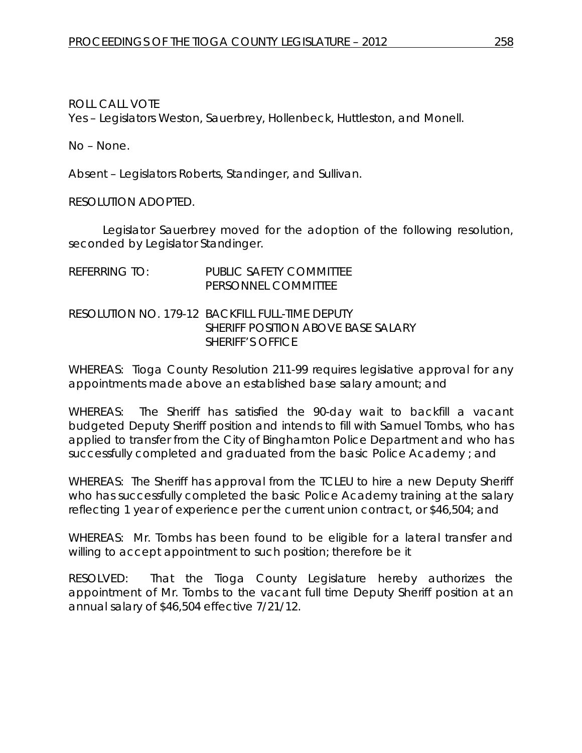ROLL CALL VOTE
Yes – Legislators Weston, Sauerbrey, Hollenbeck, Huttleston, and Monell.

No – None.

Absent – Legislators Roberts, Standinger, and Sullivan.

RESOLUTION ADOPTED.

Legislator Sauerbrey moved for the adoption of the following resolution, seconded by Legislator Standinger.

REFERRING TO: PUBLIC SAFETY COMMITTEE
PERSONNEL COMMITTEE

RESOLUTION NO. 179-12 BACKFILL FULL-TIME DEPUTY SHERIFF POSITION ABOVE BASE SALARY SHERIFF'S OFFICE

WHEREAS: Tioga County Resolution 211-99 requires legislative approval for any appointments made above an established base salary amount; and

WHEREAS: The Sheriff has satisfied the 90-day wait to backfill a vacant budgeted Deputy Sheriff position and intends to fill with Samuel Tombs, who has applied to transfer from the City of Binghamton Police Department and who has successfully completed and graduated from the basic Police Academy ; and

WHEREAS: The Sheriff has approval from the TCLEU to hire a new Deputy Sheriff who has successfully completed the basic Police Academy training at the salary reflecting 1 year of experience per the current union contract, or $46,504; and

WHEREAS: Mr. Tombs has been found to be eligible for a lateral transfer and willing to accept appointment to such position; therefore be it

RESOLVED: That the Tioga County Legislature hereby authorizes the appointment of Mr. Tombs to the vacant full time Deputy Sheriff position at an annual salary of $46,504 effective 7/21/12.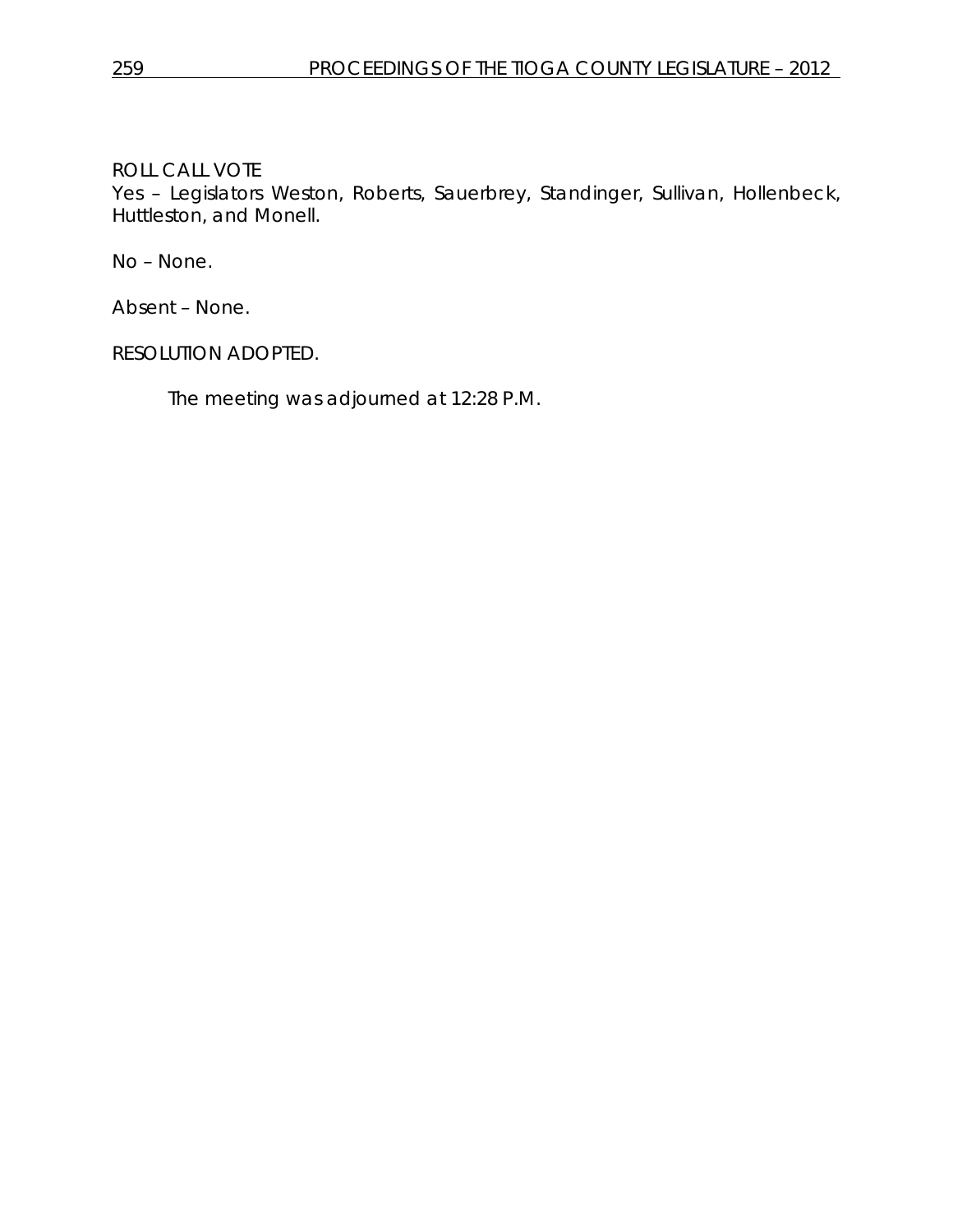ROLL CALL VOTE
Yes – Legislators Weston, Roberts, Sauerbrey, Standinger, Sullivan, Hollenbeck, Huttleston, and Monell.

No – None.

Absent – None.

RESOLUTION ADOPTED.

The meeting was adjourned at 12:28 P.M.